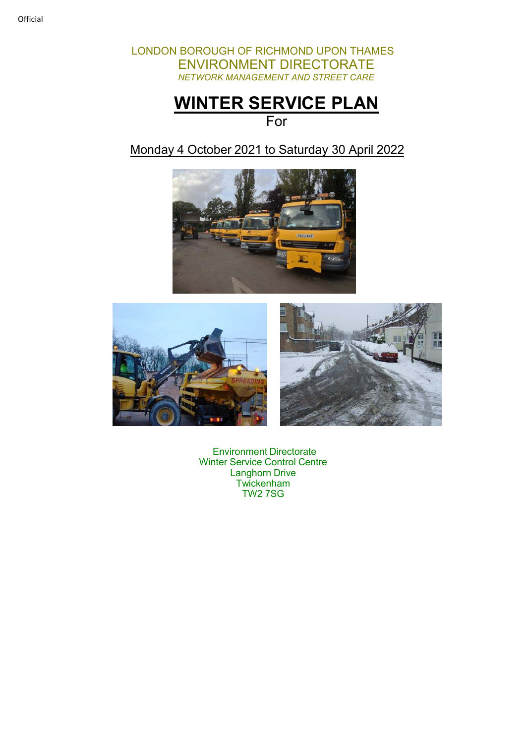LONDON BOROUGH OF RICHMOND UPON THAMES

ENVIRONMENT DIRECTORATE

*NETWORK MANAGEMENT AND STREET CARE*

# WINTER SERVICE PLAN

For

Monday 4 October 2021 to Saturday 30 April 2022

Environment Directorate
Winter Service Control Centre
Langhorn Drive
Twickenham
TW2 7SG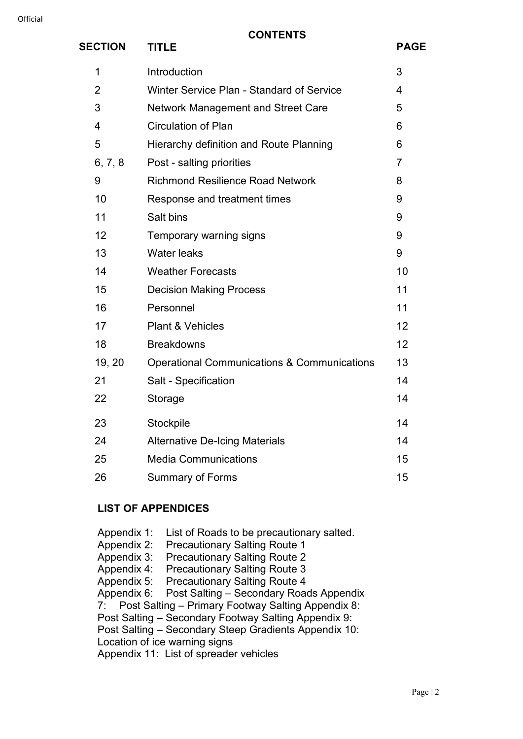Official

# CONTENTS

| SECTION | TITLE | PAGE |
|---|---|---|
| 1 | Introduction | 3 |
| 2 | Winter Service Plan - Standard of Service | 4 |
| 3 | Network Management and Street Care | 5 |
| 4 | Circulation of Plan | 6 |
| 5 | Hierarchy definition and Route Planning | 6 |
| 6, 7, 8 | Post - salting priorities | 7 |
| 9 | Richmond Resilience Road Network | 8 |
| 10 | Response and treatment times | 9 |
| 11 | Salt bins | 9 |
| 12 | Temporary warning signs | 9 |
| 13 | Water leaks | 9 |
| 14 | Weather Forecasts | 10 |
| 15 | Decision Making Process | 11 |
| 16 | Personnel | 11 |
| 17 | Plant & Vehicles | 12 |
| 18 | Breakdowns | 12 |
| 19, 20 | Operational Communications & Communications | 13 |
| 21 | Salt - Specification | 14 |
| 22 | Storage | 14 |
| 23 | Stockpile | 14 |
| 24 | Alternative De-Icing Materials | 14 |
| 25 | Media Communications | 15 |
| 26 | Summary of Forms | 15 |

**LIST OF APPENDICES**

Appendix 1: List of Roads to be precautionary salted.
Appendix 2: Precautionary Salting Route 1
Appendix 3: Precautionary Salting Route 2
Appendix 4: Precautionary Salting Route 3
Appendix 5: Precautionary Salting Route 4
Appendix 6: Post Salting – Secondary Roads
Appendix 7: Post Salting – Primary Footway Salting
Appendix 8: Post Salting – Secondary Footway Salting
Appendix 9: Post Salting – Secondary Steep Gradients
Appendix 10: Location of ice warning signs
Appendix 11: List of spreader vehicles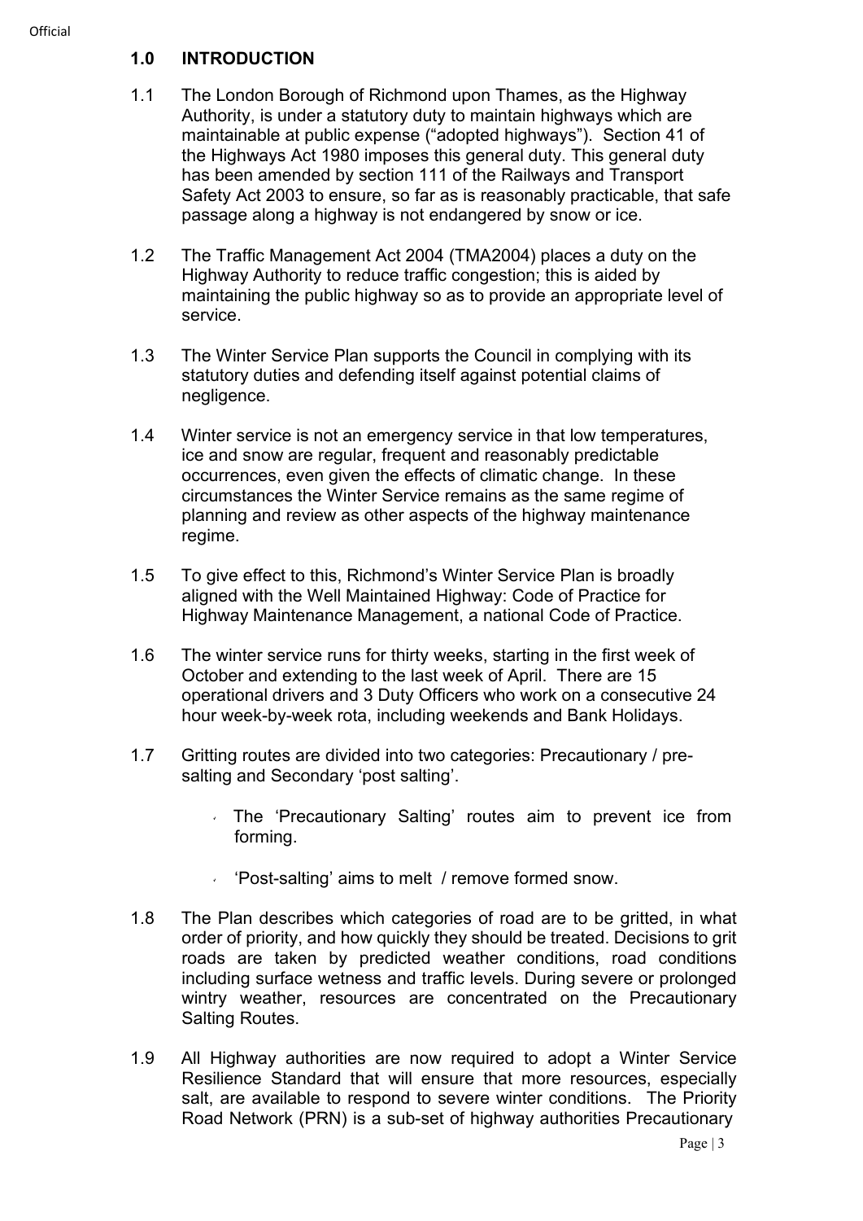## 1.0 INTRODUCTION

1.1 The London Borough of Richmond upon Thames, as the Highway Authority, is under a statutory duty to maintain highways which are maintainable at public expense ("adopted highways"). Section 41 of the Highways Act 1980 imposes this general duty. This general duty has been amended by section 111 of the Railways and Transport Safety Act 2003 to ensure, so far as is reasonably practicable, that safe passage along a highway is not endangered by snow or ice.

1.2 The Traffic Management Act 2004 (TMA2004) places a duty on the Highway Authority to reduce traffic congestion; this is aided by maintaining the public highway so as to provide an appropriate level of service.

1.3 The Winter Service Plan supports the Council in complying with its statutory duties and defending itself against potential claims of negligence.

1.4 Winter service is not an emergency service in that low temperatures, ice and snow are regular, frequent and reasonably predictable occurrences, even given the effects of climatic change. In these circumstances the Winter Service remains as the same regime of planning and review as other aspects of the highway maintenance regime.

1.5 To give effect to this, Richmond's Winter Service Plan is broadly aligned with the Well Maintained Highway: Code of Practice for Highway Maintenance Management, a national Code of Practice.

1.6 The winter service runs for thirty weeks, starting in the first week of October and extending to the last week of April. There are 15 operational drivers and 3 Duty Officers who work on a consecutive 24 hour week-by-week rota, including weekends and Bank Holidays.

1.7 Gritting routes are divided into two categories: Precautionary / pre-salting and Secondary 'post salting'.

- The 'Precautionary Salting' routes aim to prevent ice from forming.
- 'Post-salting' aims to melt / remove formed snow.

1.8 The Plan describes which categories of road are to be gritted, in what order of priority, and how quickly they should be treated. Decisions to grit roads are taken by predicted weather conditions, road conditions including surface wetness and traffic levels. During severe or prolonged wintry weather, resources are concentrated on the Precautionary Salting Routes.

1.9 All Highway authorities are now required to adopt a Winter Service Resilience Standard that will ensure that more resources, especially salt, are available to respond to severe winter conditions. The Priority Road Network (PRN) is a sub-set of highway authorities Precautionary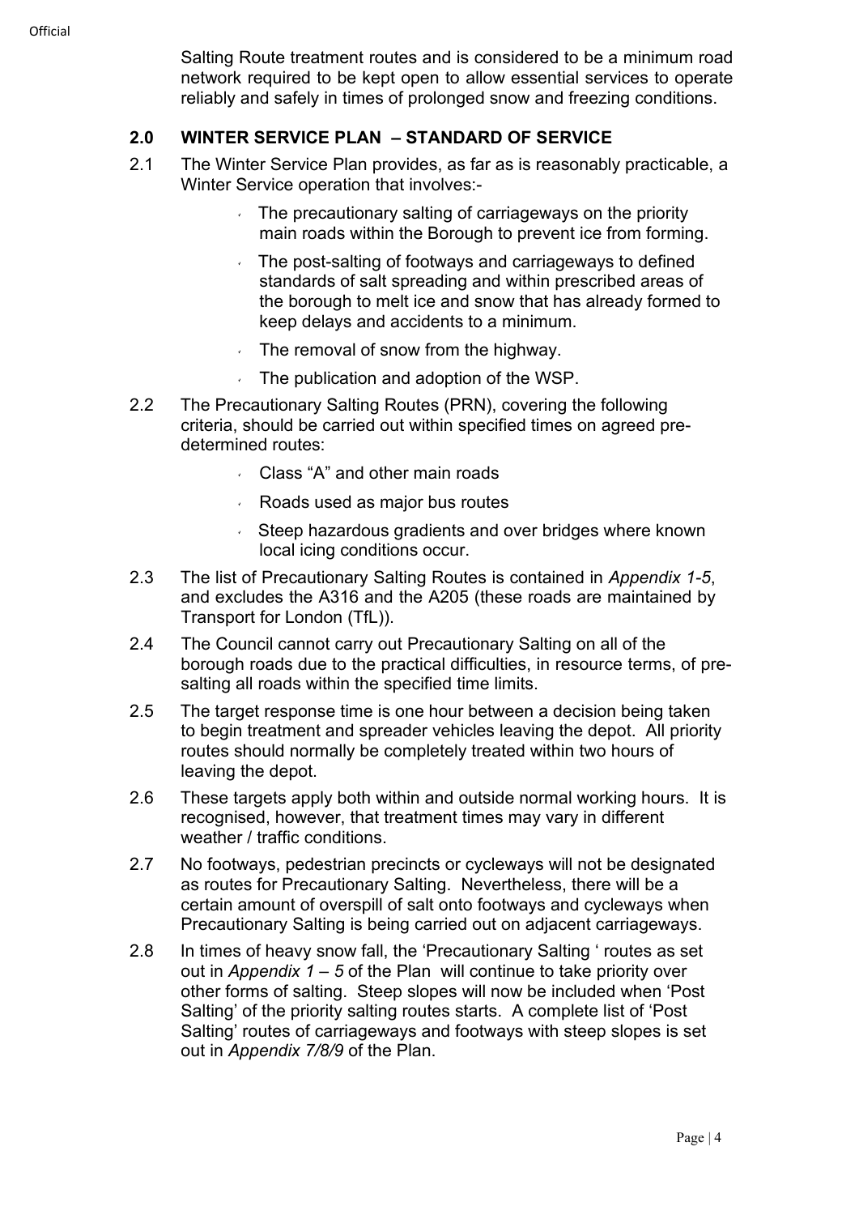Salting Route treatment routes and is considered to be a minimum road network required to be kept open to allow essential services to operate reliably and safely in times of prolonged snow and freezing conditions.

## 2.0 WINTER SERVICE PLAN – STANDARD OF SERVICE

2.1 The Winter Service Plan provides, as far as is reasonably practicable, a Winter Service operation that involves:-

- The precautionary salting of carriageways on the priority main roads within the Borough to prevent ice from forming.
- The post-salting of footways and carriageways to defined standards of salt spreading and within prescribed areas of the borough to melt ice and snow that has already formed to keep delays and accidents to a minimum.
- The removal of snow from the highway.
- The publication and adoption of the WSP.

2.2 The Precautionary Salting Routes (PRN), covering the following criteria, should be carried out within specified times on agreed pre-determined routes:

- Class "A" and other main roads
- Roads used as major bus routes
- Steep hazardous gradients and over bridges where known local icing conditions occur.

2.3 The list of Precautionary Salting Routes is contained in *Appendix 1-5*, and excludes the A316 and the A205 (these roads are maintained by Transport for London (TfL)).

2.4 The Council cannot carry out Precautionary Salting on all of the borough roads due to the practical difficulties, in resource terms, of pre-salting all roads within the specified time limits.

2.5 The target response time is one hour between a decision being taken to begin treatment and spreader vehicles leaving the depot. All priority routes should normally be completely treated within two hours of leaving the depot.

2.6 These targets apply both within and outside normal working hours. It is recognised, however, that treatment times may vary in different weather / traffic conditions.

2.7 No footways, pedestrian precincts or cycleways will not be designated as routes for Precautionary Salting. Nevertheless, there will be a certain amount of overspill of salt onto footways and cycleways when Precautionary Salting is being carried out on adjacent carriageways.

2.8 In times of heavy snow fall, the 'Precautionary Salting ' routes as set out in *Appendix 1 – 5* of the Plan will continue to take priority over other forms of salting. Steep slopes will now be included when 'Post Salting' of the priority salting routes starts. A complete list of 'Post Salting' routes of carriageways and footways with steep slopes is set out in *Appendix 7/8/9* of the Plan.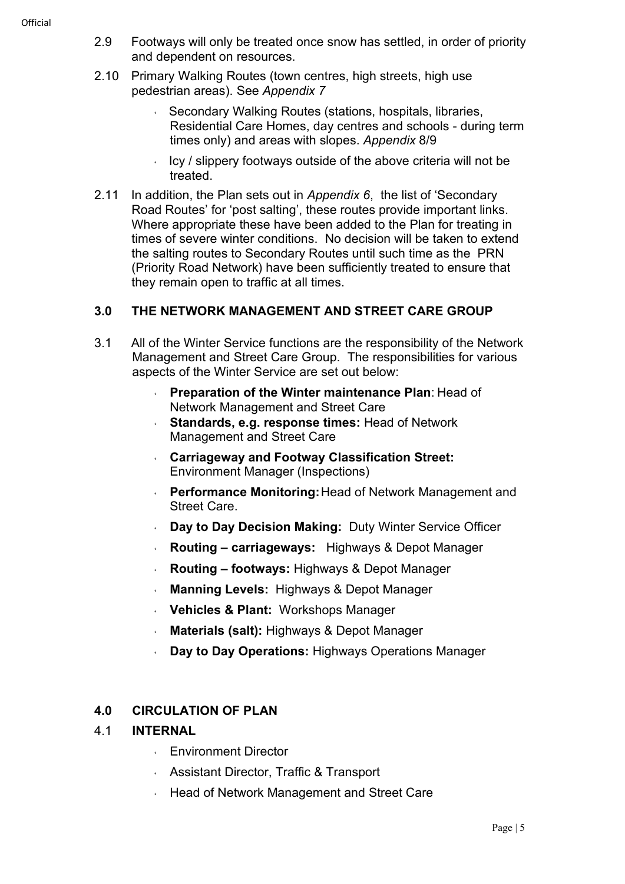2.9 Footways will only be treated once snow has settled, in order of priority and dependent on resources.

2.10 Primary Walking Routes (town centres, high streets, high use pedestrian areas). See *Appendix 7*

- Secondary Walking Routes (stations, hospitals, libraries, Residential Care Homes, day centres and schools - during term times only) and areas with slopes. *Appendix* 8/9
- Icy / slippery footways outside of the above criteria will not be treated.

2.11 In addition, the Plan sets out in *Appendix 6*, the list of 'Secondary Road Routes' for 'post salting', these routes provide important links. Where appropriate these have been added to the Plan for treating in times of severe winter conditions. No decision will be taken to extend the salting routes to Secondary Routes until such time as the PRN (Priority Road Network) have been sufficiently treated to ensure that they remain open to traffic at all times.

## 3.0 THE NETWORK MANAGEMENT AND STREET CARE GROUP

3.1 All of the Winter Service functions are the responsibility of the Network Management and Street Care Group. The responsibilities for various aspects of the Winter Service are set out below:

- **Preparation of the Winter maintenance Plan**: Head of Network Management and Street Care
- **Standards, e.g. response times:** Head of Network Management and Street Care
- **Carriageway and Footway Classification Street:** Environment Manager (Inspections)
- **Performance Monitoring:** Head of Network Management and Street Care.
- **Day to Day Decision Making:** Duty Winter Service Officer
- **Routing – carriageways:** Highways & Depot Manager
- **Routing – footways:** Highways & Depot Manager
- **Manning Levels:** Highways & Depot Manager
- **Vehicles & Plant:** Workshops Manager
- **Materials (salt):** Highways & Depot Manager
- **Day to Day Operations:** Highways Operations Manager

## 4.0 CIRCULATION OF PLAN

### 4.1 INTERNAL

- Environment Director
- Assistant Director, Traffic & Transport
- Head of Network Management and Street Care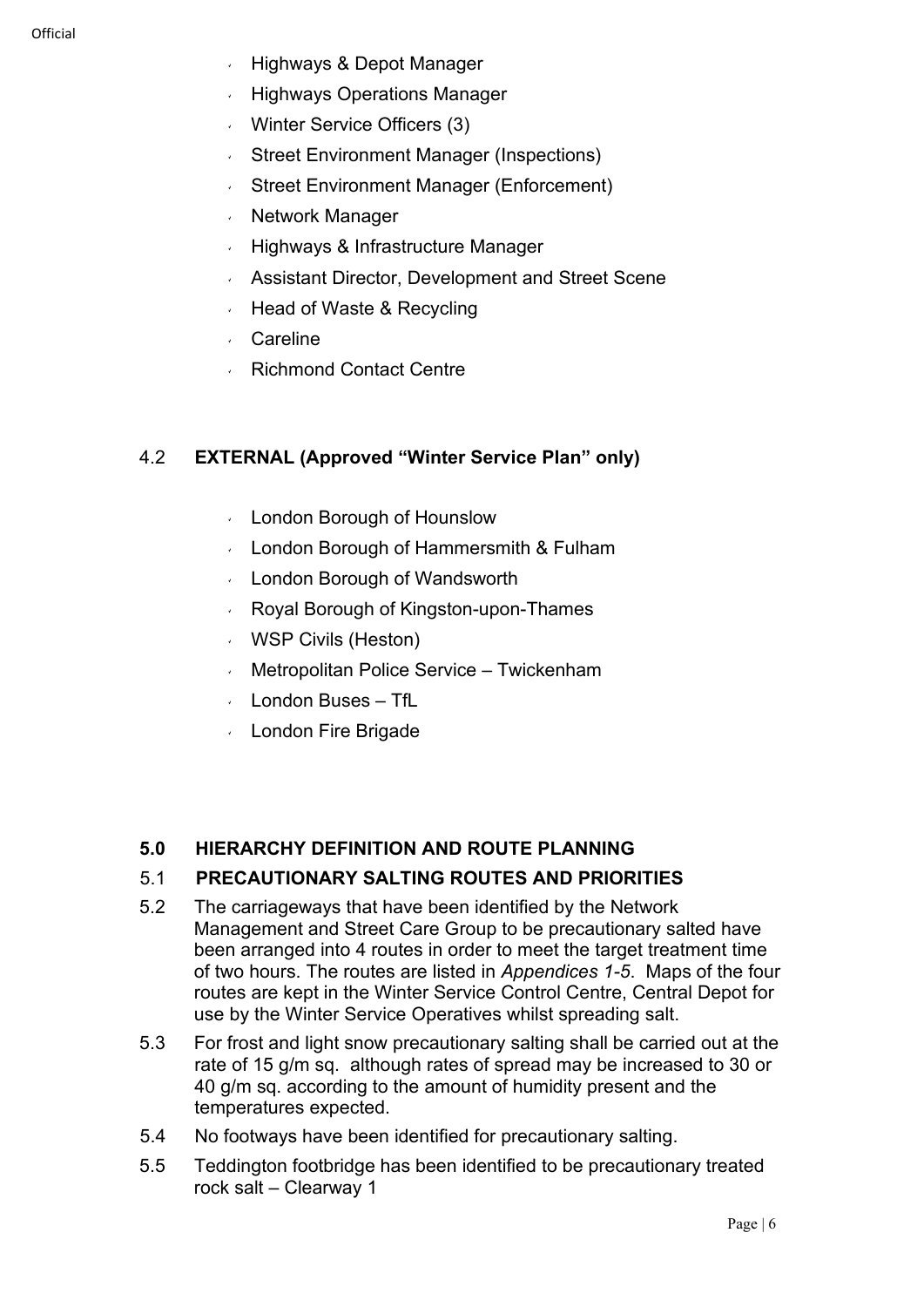- Highways & Depot Manager
- Highways Operations Manager
- Winter Service Officers (3)
- Street Environment Manager (Inspections)
- Street Environment Manager (Enforcement)
- Network Manager
- Highways & Infrastructure Manager
- Assistant Director, Development and Street Scene
- Head of Waste & Recycling
- Careline
- Richmond Contact Centre

## 4.2 EXTERNAL (Approved "Winter Service Plan" only)

- London Borough of Hounslow
- London Borough of Hammersmith & Fulham
- London Borough of Wandsworth
- Royal Borough of Kingston-upon-Thames
- WSP Civils (Heston)
- Metropolitan Police Service – Twickenham
- London Buses – TfL
- London Fire Brigade

## 5.0 HIERARCHY DEFINITION AND ROUTE PLANNING

### 5.1 PRECAUTIONARY SALTING ROUTES AND PRIORITIES

5.2 The carriageways that have been identified by the Network Management and Street Care Group to be precautionary salted have been arranged into 4 routes in order to meet the target treatment time of two hours. The routes are listed in *Appendices 1-5*. Maps of the four routes are kept in the Winter Service Control Centre, Central Depot for use by the Winter Service Operatives whilst spreading salt.

5.3 For frost and light snow precautionary salting shall be carried out at the rate of 15 g/m sq. although rates of spread may be increased to 30 or 40 g/m sq. according to the amount of humidity present and the temperatures expected.

5.4 No footways have been identified for precautionary salting.

5.5 Teddington footbridge has been identified to be precautionary treated rock salt – Clearway 1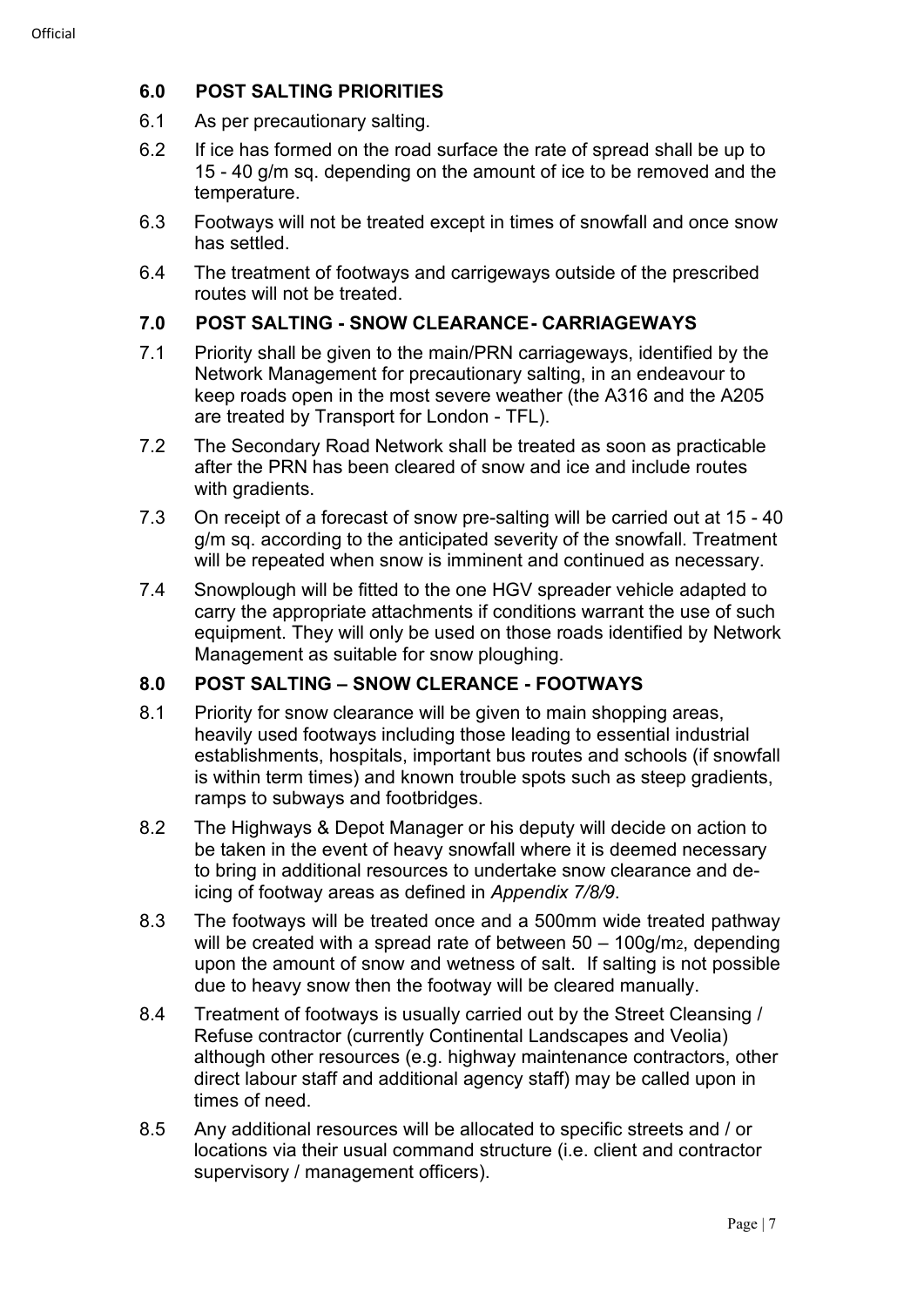## 6.0 POST SALTING PRIORITIES

6.1 As per precautionary salting.

6.2 If ice has formed on the road surface the rate of spread shall be up to 15 - 40 g/m sq. depending on the amount of ice to be removed and the temperature.

6.3 Footways will not be treated except in times of snowfall and once snow has settled.

6.4 The treatment of footways and carrigeways outside of the prescribed routes will not be treated.

## 7.0 POST SALTING - SNOW CLEARANCE - CARRIAGEWAYS

7.1 Priority shall be given to the main/PRN carriageways, identified by the Network Management for precautionary salting, in an endeavour to keep roads open in the most severe weather (the A316 and the A205 are treated by Transport for London - TFL).

7.2 The Secondary Road Network shall be treated as soon as practicable after the PRN has been cleared of snow and ice and include routes with gradients.

7.3 On receipt of a forecast of snow pre-salting will be carried out at 15 - 40 g/m sq. according to the anticipated severity of the snowfall. Treatment will be repeated when snow is imminent and continued as necessary.

7.4 Snowplough will be fitted to the one HGV spreader vehicle adapted to carry the appropriate attachments if conditions warrant the use of such equipment. They will only be used on those roads identified by Network Management as suitable for snow ploughing.

## 8.0 POST SALTING – SNOW CLERANCE - FOOTWAYS

8.1 Priority for snow clearance will be given to main shopping areas, heavily used footways including those leading to essential industrial establishments, hospitals, important bus routes and schools (if snowfall is within term times) and known trouble spots such as steep gradients, ramps to subways and footbridges.

8.2 The Highways & Depot Manager or his deputy will decide on action to be taken in the event of heavy snowfall where it is deemed necessary to bring in additional resources to undertake snow clearance and de-icing of footway areas as defined in *Appendix 7/8/9*.

8.3 The footways will be treated once and a 500mm wide treated pathway will be created with a spread rate of between 50 – 100g/$m_2$, depending upon the amount of snow and wetness of salt. If salting is not possible due to heavy snow then the footway will be cleared manually.

8.4 Treatment of footways is usually carried out by the Street Cleansing / Refuse contractor (currently Continental Landscapes and Veolia) although other resources (e.g. highway maintenance contractors, other direct labour staff and additional agency staff) may be called upon in times of need.

8.5 Any additional resources will be allocated to specific streets and / or locations via their usual command structure (i.e. client and contractor supervisory / management officers).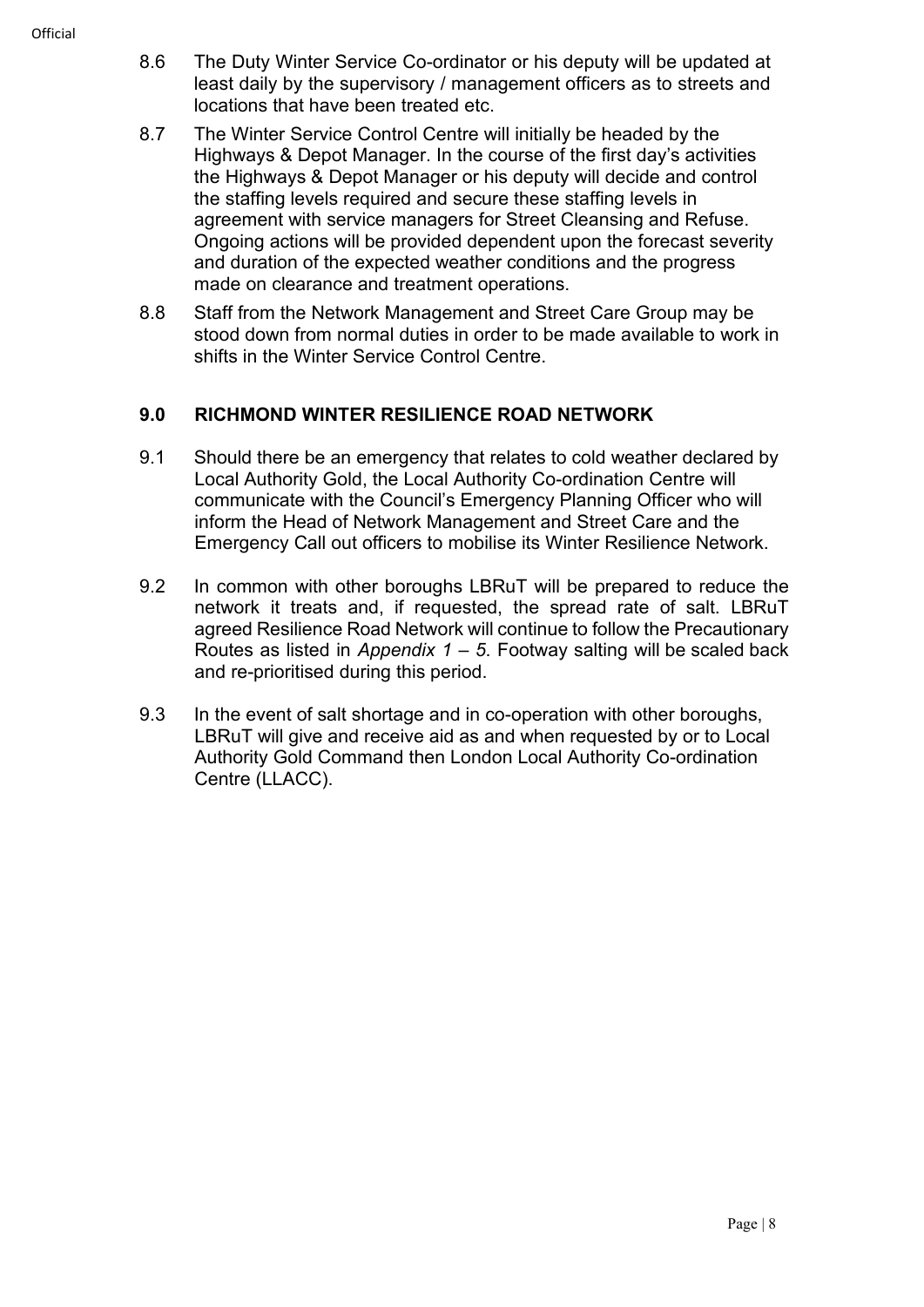8.6 The Duty Winter Service Co-ordinator or his deputy will be updated at least daily by the supervisory / management officers as to streets and locations that have been treated etc.

8.7 The Winter Service Control Centre will initially be headed by the Highways & Depot Manager. In the course of the first day's activities the Highways & Depot Manager or his deputy will decide and control the staffing levels required and secure these staffing levels in agreement with service managers for Street Cleansing and Refuse. Ongoing actions will be provided dependent upon the forecast severity and duration of the expected weather conditions and the progress made on clearance and treatment operations.

8.8 Staff from the Network Management and Street Care Group may be stood down from normal duties in order to be made available to work in shifts in the Winter Service Control Centre.

## 9.0 RICHMOND WINTER RESILIENCE ROAD NETWORK

9.1 Should there be an emergency that relates to cold weather declared by Local Authority Gold, the Local Authority Co-ordination Centre will communicate with the Council's Emergency Planning Officer who will inform the Head of Network Management and Street Care and the Emergency Call out officers to mobilise its Winter Resilience Network.

9.2 In common with other boroughs LBRuT will be prepared to reduce the network it treats and, if requested, the spread rate of salt. LBRuT agreed Resilience Road Network will continue to follow the Precautionary Routes as listed in *Appendix 1 – 5*. Footway salting will be scaled back and re-prioritised during this period.

9.3 In the event of salt shortage and in co-operation with other boroughs, LBRuT will give and receive aid as and when requested by or to Local Authority Gold Command then London Local Authority Co-ordination Centre (LLACC).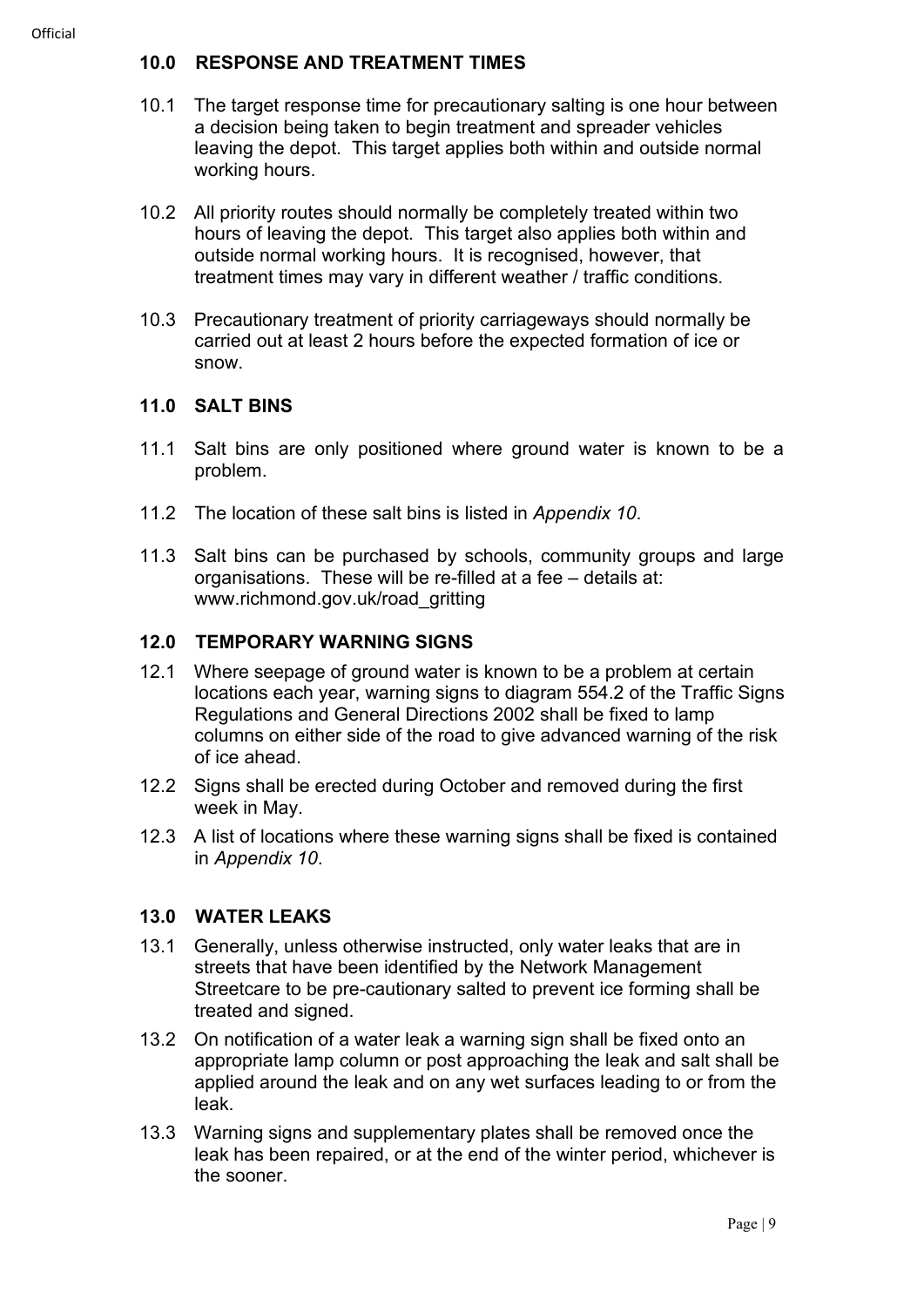## 10.0 RESPONSE AND TREATMENT TIMES

10.1 The target response time for precautionary salting is one hour between a decision being taken to begin treatment and spreader vehicles leaving the depot. This target applies both within and outside normal working hours.

10.2 All priority routes should normally be completely treated within two hours of leaving the depot. This target also applies both within and outside normal working hours. It is recognised, however, that treatment times may vary in different weather / traffic conditions.

10.3 Precautionary treatment of priority carriageways should normally be carried out at least 2 hours before the expected formation of ice or snow.

## 11.0 SALT BINS

11.1 Salt bins are only positioned where ground water is known to be a problem.

11.2 The location of these salt bins is listed in *Appendix 10*.

11.3 Salt bins can be purchased by schools, community groups and large organisations. These will be re-filled at a fee – details at: www.richmond.gov.uk/road_gritting

## 12.0 TEMPORARY WARNING SIGNS

12.1 Where seepage of ground water is known to be a problem at certain locations each year, warning signs to diagram 554.2 of the Traffic Signs Regulations and General Directions 2002 shall be fixed to lamp columns on either side of the road to give advanced warning of the risk of ice ahead.

12.2 Signs shall be erected during October and removed during the first week in May.

12.3 A list of locations where these warning signs shall be fixed is contained in *Appendix 10*.

## 13.0 WATER LEAKS

13.1 Generally, unless otherwise instructed, only water leaks that are in streets that have been identified by the Network Management Streetcare to be pre-cautionary salted to prevent ice forming shall be treated and signed.

13.2 On notification of a water leak a warning sign shall be fixed onto an appropriate lamp column or post approaching the leak and salt shall be applied around the leak and on any wet surfaces leading to or from the leak.

13.3 Warning signs and supplementary plates shall be removed once the leak has been repaired, or at the end of the winter period, whichever is the sooner.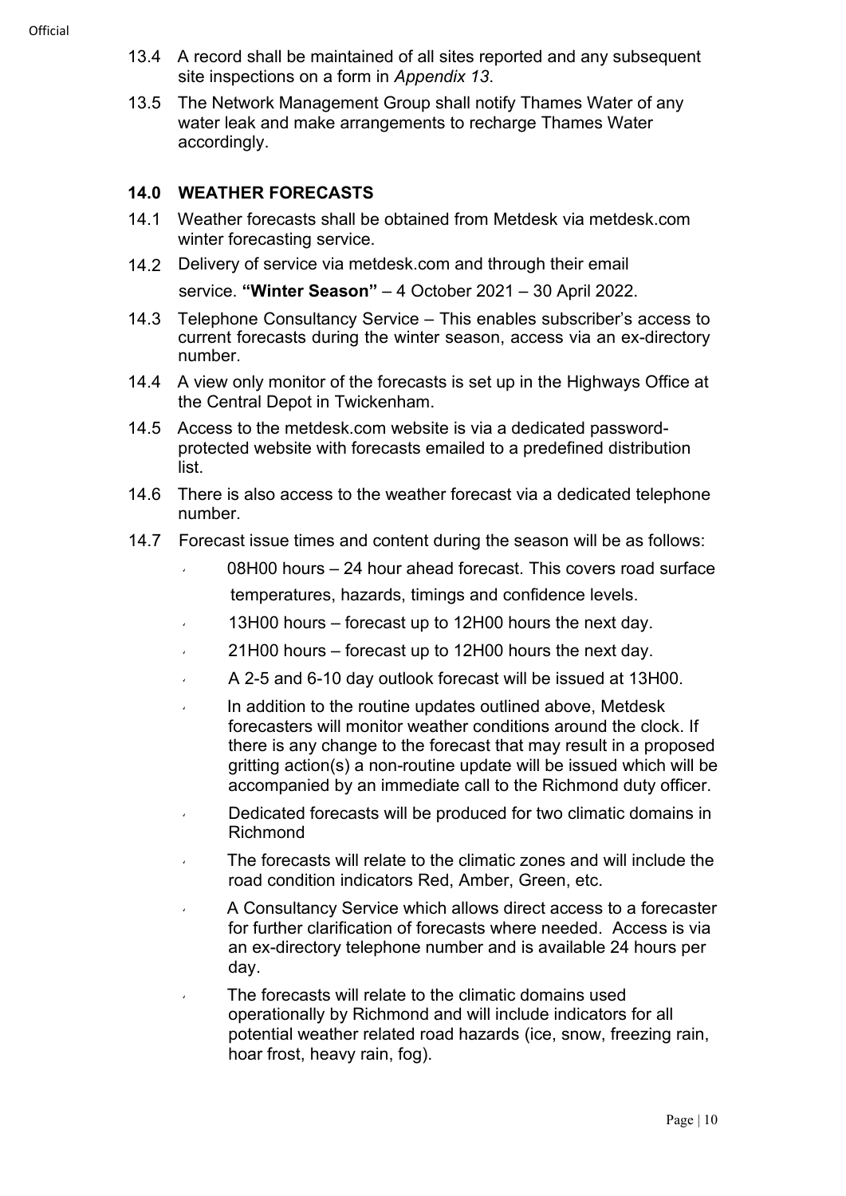13.4 A record shall be maintained of all sites reported and any subsequent site inspections on a form in *Appendix 13*.

13.5 The Network Management Group shall notify Thames Water of any water leak and make arrangements to recharge Thames Water accordingly.

## 14.0 WEATHER FORECASTS

14.1 Weather forecasts shall be obtained from Metdesk via metdesk.com winter forecasting service.

14.2 Delivery of service via metdesk.com and through their email service. **"Winter Season"** – 4 October 2021 – 30 April 2022.

14.3 Telephone Consultancy Service – This enables subscriber's access to current forecasts during the winter season, access via an ex-directory number.

14.4 A view only monitor of the forecasts is set up in the Highways Office at the Central Depot in Twickenham.

14.5 Access to the metdesk.com website is via a dedicated password-protected website with forecasts emailed to a predefined distribution list.

14.6 There is also access to the weather forecast via a dedicated telephone number.

14.7 Forecast issue times and content during the season will be as follows:

- 08H00 hours – 24 hour ahead forecast. This covers road surface temperatures, hazards, timings and confidence levels.
- 13H00 hours – forecast up to 12H00 hours the next day.
- 21H00 hours – forecast up to 12H00 hours the next day.
- A 2-5 and 6-10 day outlook forecast will be issued at 13H00.
- In addition to the routine updates outlined above, Metdesk forecasters will monitor weather conditions around the clock. If there is any change to the forecast that may result in a proposed gritting action(s) a non-routine update will be issued which will be accompanied by an immediate call to the Richmond duty officer.
- Dedicated forecasts will be produced for two climatic domains in Richmond
- The forecasts will relate to the climatic zones and will include the road condition indicators Red, Amber, Green, etc.
- A Consultancy Service which allows direct access to a forecaster for further clarification of forecasts where needed. Access is via an ex-directory telephone number and is available 24 hours per day.
- The forecasts will relate to the climatic domains used operationally by Richmond and will include indicators for all potential weather related road hazards (ice, snow, freezing rain, hoar frost, heavy rain, fog).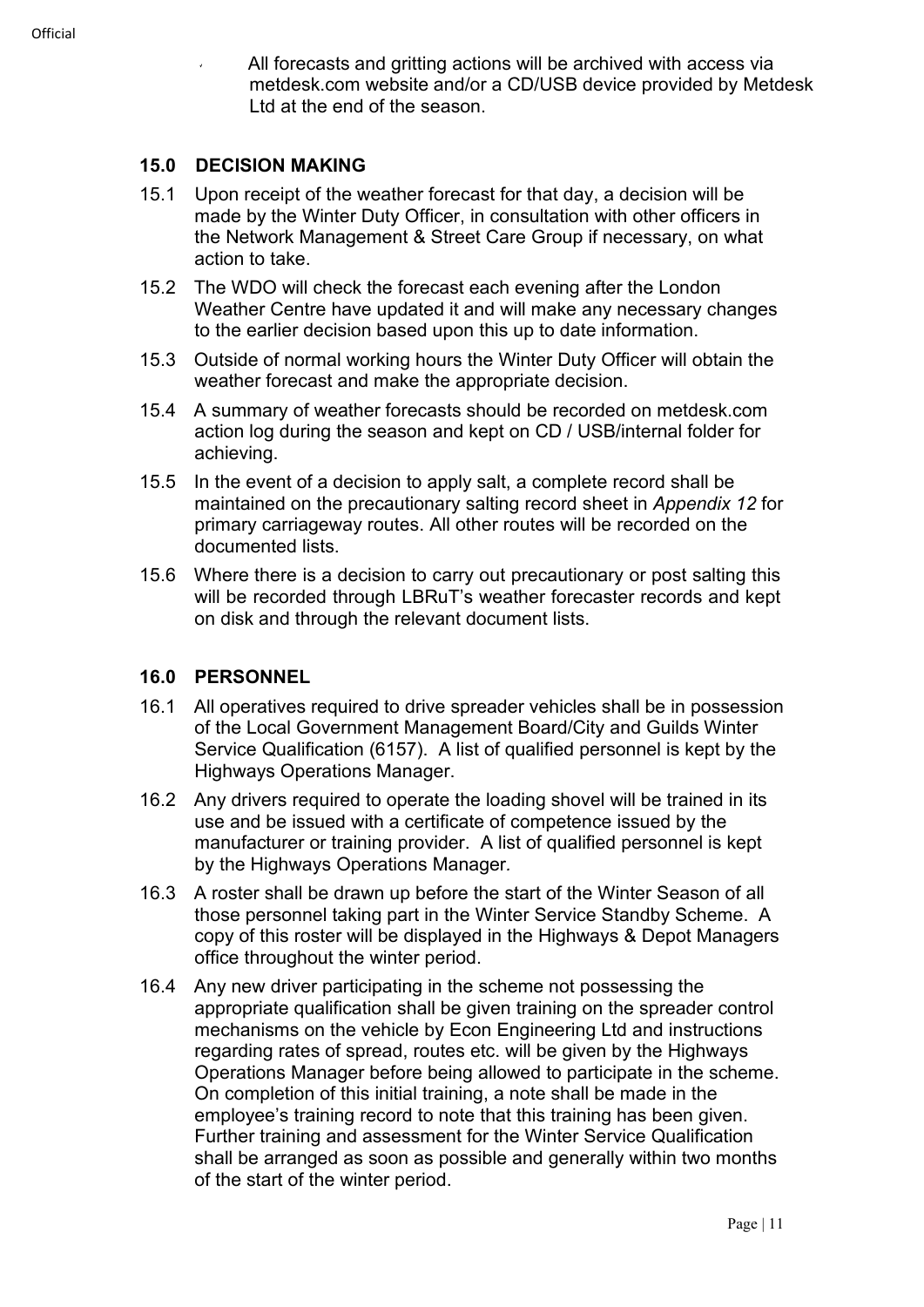- All forecasts and gritting actions will be archived with access via metdesk.com website and/or a CD/USB device provided by Metdesk Ltd at the end of the season.

## 15.0 DECISION MAKING

15.1 Upon receipt of the weather forecast for that day, a decision will be made by the Winter Duty Officer, in consultation with other officers in the Network Management & Street Care Group if necessary, on what action to take.

15.2 The WDO will check the forecast each evening after the London Weather Centre have updated it and will make any necessary changes to the earlier decision based upon this up to date information.

15.3 Outside of normal working hours the Winter Duty Officer will obtain the weather forecast and make the appropriate decision.

15.4 A summary of weather forecasts should be recorded on metdesk.com action log during the season and kept on CD / USB/internal folder for achieving.

15.5 In the event of a decision to apply salt, a complete record shall be maintained on the precautionary salting record sheet in *Appendix 12* for primary carriageway routes. All other routes will be recorded on the documented lists.

15.6 Where there is a decision to carry out precautionary or post salting this will be recorded through LBRuT's weather forecaster records and kept on disk and through the relevant document lists.

## 16.0 PERSONNEL

16.1 All operatives required to drive spreader vehicles shall be in possession of the Local Government Management Board/City and Guilds Winter Service Qualification (6157). A list of qualified personnel is kept by the Highways Operations Manager.

16.2 Any drivers required to operate the loading shovel will be trained in its use and be issued with a certificate of competence issued by the manufacturer or training provider. A list of qualified personnel is kept by the Highways Operations Manager.

16.3 A roster shall be drawn up before the start of the Winter Season of all those personnel taking part in the Winter Service Standby Scheme. A copy of this roster will be displayed in the Highways & Depot Managers office throughout the winter period.

16.4 Any new driver participating in the scheme not possessing the appropriate qualification shall be given training on the spreader control mechanisms on the vehicle by Econ Engineering Ltd and instructions regarding rates of spread, routes etc. will be given by the Highways Operations Manager before being allowed to participate in the scheme. On completion of this initial training, a note shall be made in the employee's training record to note that this training has been given. Further training and assessment for the Winter Service Qualification shall be arranged as soon as possible and generally within two months of the start of the winter period.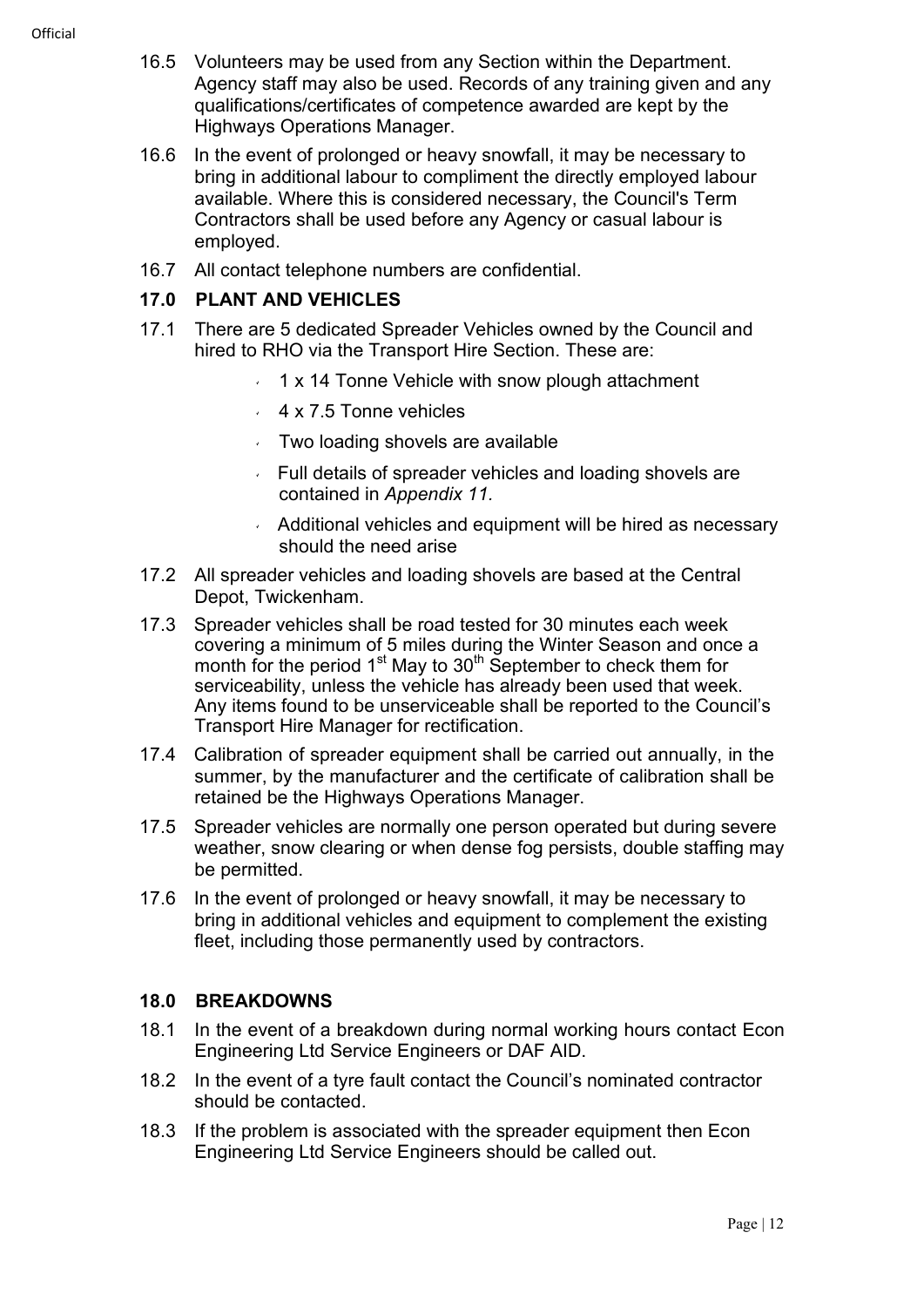16.5 Volunteers may be used from any Section within the Department. Agency staff may also be used. Records of any training given and any qualifications/certificates of competence awarded are kept by the Highways Operations Manager.

16.6 In the event of prolonged or heavy snowfall, it may be necessary to bring in additional labour to compliment the directly employed labour available. Where this is considered necessary, the Council's Term Contractors shall be used before any Agency or casual labour is employed.

16.7 All contact telephone numbers are confidential.

## 17.0 PLANT AND VEHICLES

17.1 There are 5 dedicated Spreader Vehicles owned by the Council and hired to RHO via the Transport Hire Section. These are:

- 1 x 14 Tonne Vehicle with snow plough attachment
- 4 x 7.5 Tonne vehicles
- Two loading shovels are available
- Full details of spreader vehicles and loading shovels are contained in *Appendix 11.*
- Additional vehicles and equipment will be hired as necessary should the need arise

17.2 All spreader vehicles and loading shovels are based at the Central Depot, Twickenham.

17.3 Spreader vehicles shall be road tested for 30 minutes each week covering a minimum of 5 miles during the Winter Season and once a month for the period 1st May to 30th September to check them for serviceability, unless the vehicle has already been used that week. Any items found to be unserviceable shall be reported to the Council's Transport Hire Manager for rectification.

17.4 Calibration of spreader equipment shall be carried out annually, in the summer, by the manufacturer and the certificate of calibration shall be retained be the Highways Operations Manager.

17.5 Spreader vehicles are normally one person operated but during severe weather, snow clearing or when dense fog persists, double staffing may be permitted.

17.6 In the event of prolonged or heavy snowfall, it may be necessary to bring in additional vehicles and equipment to complement the existing fleet, including those permanently used by contractors.

## 18.0 BREAKDOWNS

18.1 In the event of a breakdown during normal working hours contact Econ Engineering Ltd Service Engineers or DAF AID.

18.2 In the event of a tyre fault contact the Council's nominated contractor should be contacted.

18.3 If the problem is associated with the spreader equipment then Econ Engineering Ltd Service Engineers should be called out.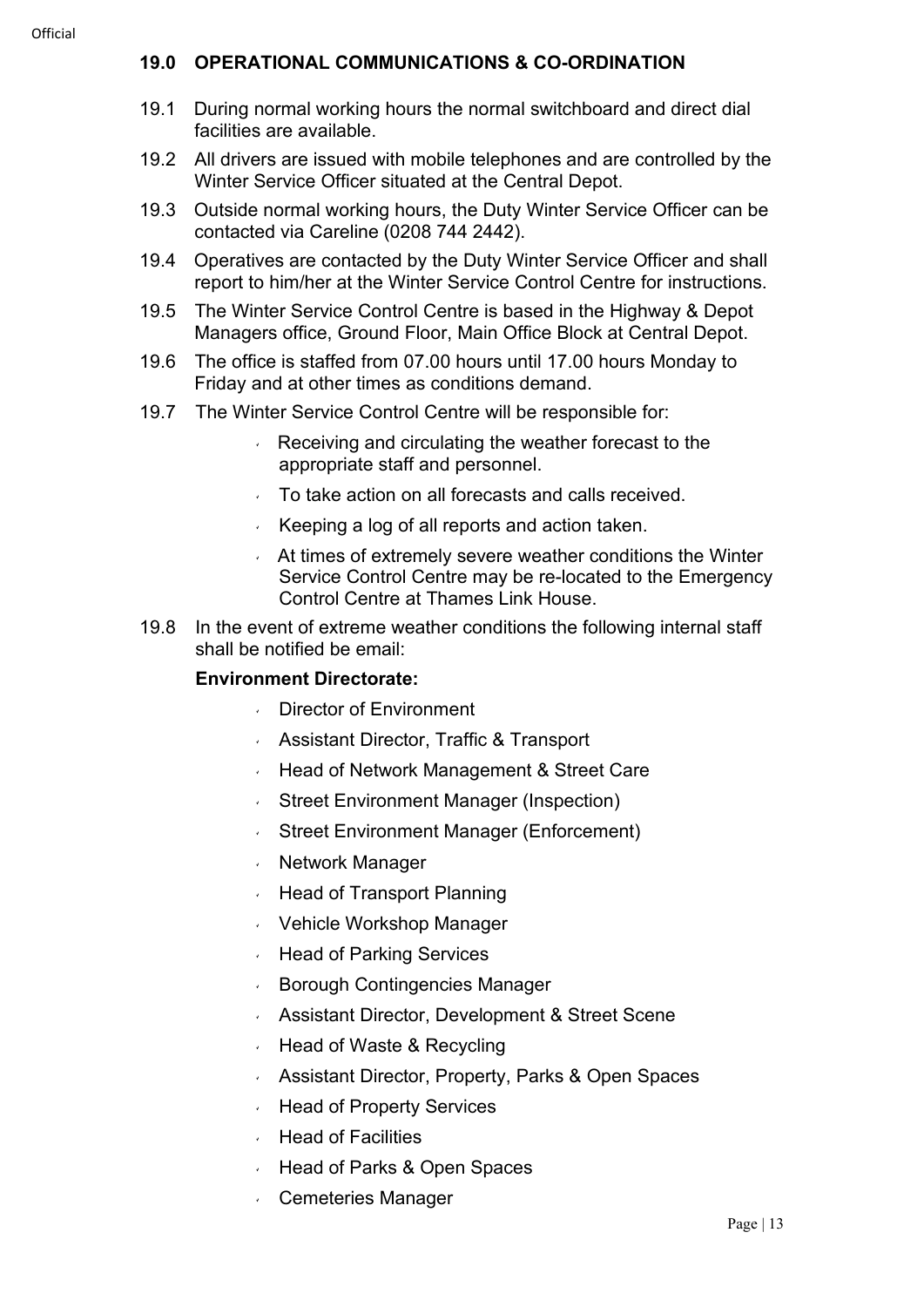## 19.0 OPERATIONAL COMMUNICATIONS & CO-ORDINATION

19.1 During normal working hours the normal switchboard and direct dial facilities are available.

19.2 All drivers are issued with mobile telephones and are controlled by the Winter Service Officer situated at the Central Depot.

19.3 Outside normal working hours, the Duty Winter Service Officer can be contacted via Careline (0208 744 2442).

19.4 Operatives are contacted by the Duty Winter Service Officer and shall report to him/her at the Winter Service Control Centre for instructions.

19.5 The Winter Service Control Centre is based in the Highway & Depot Managers office, Ground Floor, Main Office Block at Central Depot.

19.6 The office is staffed from 07.00 hours until 17.00 hours Monday to Friday and at other times as conditions demand.

19.7 The Winter Service Control Centre will be responsible for:

- Receiving and circulating the weather forecast to the appropriate staff and personnel.
- To take action on all forecasts and calls received.
- Keeping a log of all reports and action taken.
- At times of extremely severe weather conditions the Winter Service Control Centre may be re-located to the Emergency Control Centre at Thames Link House.

19.8 In the event of extreme weather conditions the following internal staff shall be notified be email:

**Environment Directorate:**

- Director of Environment
- Assistant Director, Traffic & Transport
- Head of Network Management & Street Care
- Street Environment Manager (Inspection)
- Street Environment Manager (Enforcement)
- Network Manager
- Head of Transport Planning
- Vehicle Workshop Manager
- Head of Parking Services
- Borough Contingencies Manager
- Assistant Director, Development & Street Scene
- Head of Waste & Recycling
- Assistant Director, Property, Parks & Open Spaces
- Head of Property Services
- Head of Facilities
- Head of Parks & Open Spaces
- Cemeteries Manager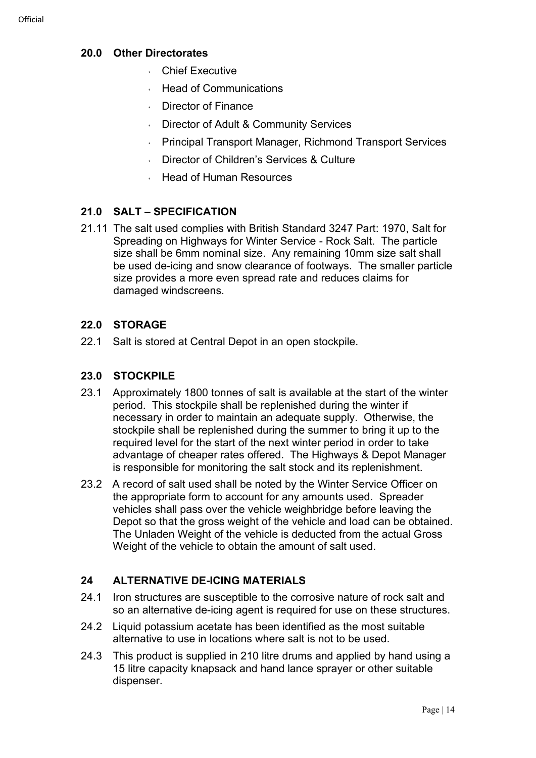## 20.0 Other Directorates

- Chief Executive
- Head of Communications
- Director of Finance
- Director of Adult & Community Services
- Principal Transport Manager, Richmond Transport Services
- Director of Children's Services & Culture
- Head of Human Resources

## 21.0 SALT – SPECIFICATION

21.11 The salt used complies with British Standard 3247 Part: 1970, Salt for Spreading on Highways for Winter Service - Rock Salt. The particle size shall be 6mm nominal size. Any remaining 10mm size salt shall be used de-icing and snow clearance of footways. The smaller particle size provides a more even spread rate and reduces claims for damaged windscreens.

## 22.0 STORAGE

22.1 Salt is stored at Central Depot in an open stockpile.

## 23.0 STOCKPILE

23.1 Approximately 1800 tonnes of salt is available at the start of the winter period. This stockpile shall be replenished during the winter if necessary in order to maintain an adequate supply. Otherwise, the stockpile shall be replenished during the summer to bring it up to the required level for the start of the next winter period in order to take advantage of cheaper rates offered. The Highways & Depot Manager is responsible for monitoring the salt stock and its replenishment.

23.2 A record of salt used shall be noted by the Winter Service Officer on the appropriate form to account for any amounts used. Spreader vehicles shall pass over the vehicle weighbridge before leaving the Depot so that the gross weight of the vehicle and load can be obtained. The Unladen Weight of the vehicle is deducted from the actual Gross Weight of the vehicle to obtain the amount of salt used.

## 24 ALTERNATIVE DE-ICING MATERIALS

24.1 Iron structures are susceptible to the corrosive nature of rock salt and so an alternative de-icing agent is required for use on these structures.

24.2 Liquid potassium acetate has been identified as the most suitable alternative to use in locations where salt is not to be used.

24.3 This product is supplied in 210 litre drums and applied by hand using a 15 litre capacity knapsack and hand lance sprayer or other suitable dispenser.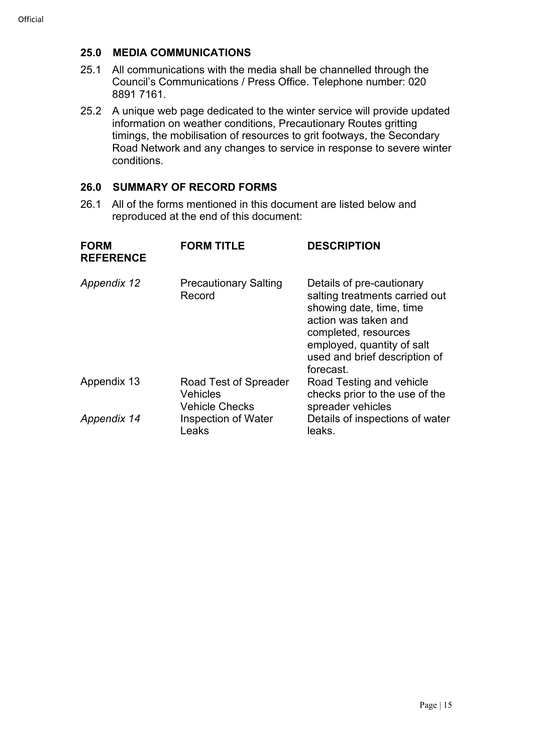## 25.0 MEDIA COMMUNICATIONS

25.1 All communications with the media shall be channelled through the Council's Communications / Press Office. Telephone number: 020 8891 7161.

25.2 A unique web page dedicated to the winter service will provide updated information on weather conditions, Precautionary Routes gritting timings, the mobilisation of resources to grit footways, the Secondary Road Network and any changes to service in response to severe winter conditions.

## 26.0 SUMMARY OF RECORD FORMS

26.1 All of the forms mentioned in this document are listed below and reproduced at the end of this document:

| FORM REFERENCE | FORM TITLE | DESCRIPTION |
|---|---|---|
| *Appendix 12* | Precautionary Salting Record | Details of pre-cautionary salting treatments carried out showing date, time, time action was taken and completed, resources employed, quantity of salt used and brief description of forecast. |
| Appendix 13 | Road Test of Spreader Vehicles Vehicle Checks | Road Testing and vehicle checks prior to the use of the spreader vehicles |
| *Appendix 14* | Inspection of Water Leaks | Details of inspections of water leaks. |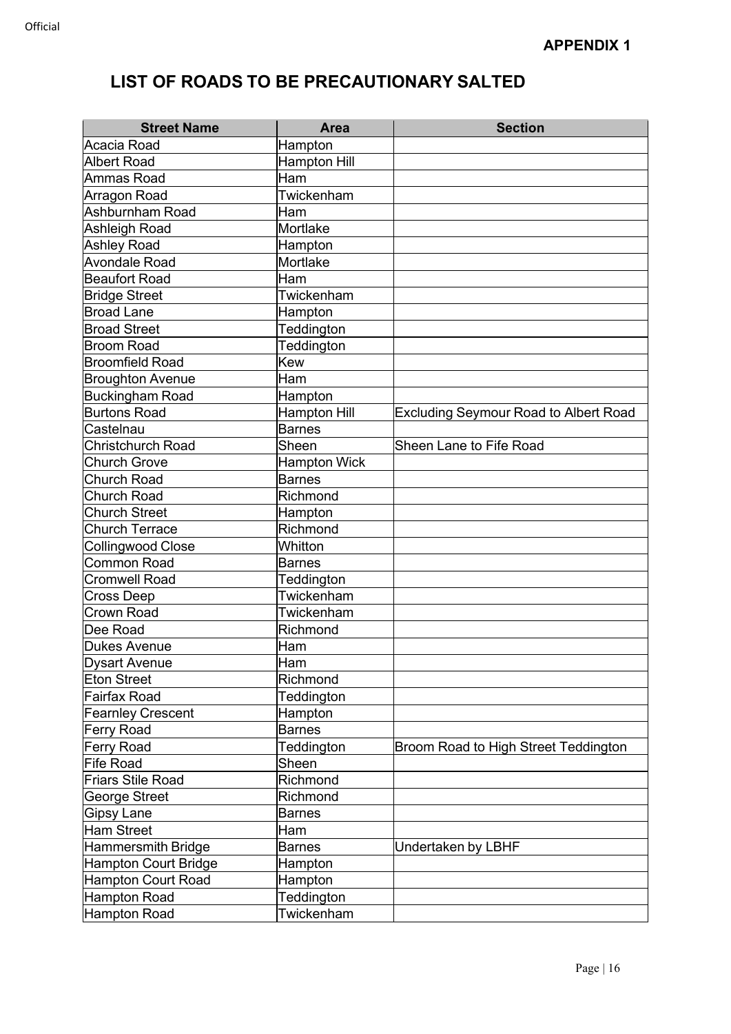**APPENDIX 1**

# LIST OF ROADS TO BE PRECAUTIONARY SALTED

| Street Name | Area | Section |
|---|---|---|
| Acacia Road | Hampton | |
| Albert Road | Hampton Hill | |
| Ammas Road | Ham | |
| Arragon Road | Twickenham | |
| Ashburnham Road | Ham | |
| Ashleigh Road | Mortlake | |
| Ashley Road | Hampton | |
| Avondale Road | Mortlake | |
| Beaufort Road | Ham | |
| Bridge Street | Twickenham | |
| Broad Lane | Hampton | |
| Broad Street | Teddington | |
| Broom Road | Teddington | |
| Broomfield Road | Kew | |
| Broughton Avenue | Ham | |
| Buckingham Road | Hampton | |
| Burtons Road | Hampton Hill | Excluding Seymour Road to Albert Road |
| Castelnau | Barnes | |
| Christchurch Road | Sheen | Sheen Lane to Fife Road |
| Church Grove | Hampton Wick | |
| Church Road | Barnes | |
| Church Road | Richmond | |
| Church Street | Hampton | |
| Church Terrace | Richmond | |
| Collingwood Close | Whitton | |
| Common Road | Barnes | |
| Cromwell Road | Teddington | |
| Cross Deep | Twickenham | |
| Crown Road | Twickenham | |
| Dee Road | Richmond | |
| Dukes Avenue | Ham | |
| Dysart Avenue | Ham | |
| Eton Street | Richmond | |
| Fairfax Road | Teddington | |
| Fearnley Crescent | Hampton | |
| Ferry Road | Barnes | |
| Ferry Road | Teddington | Broom Road to High Street Teddington |
| Fife Road | Sheen | |
| Friars Stile Road | Richmond | |
| George Street | Richmond | |
| Gipsy Lane | Barnes | |
| Ham Street | Ham | |
| Hammersmith Bridge | Barnes | Undertaken by LBHF |
| Hampton Court Bridge | Hampton | |
| Hampton Court Road | Hampton | |
| Hampton Road | Teddington | |
| Hampton Road | Twickenham | |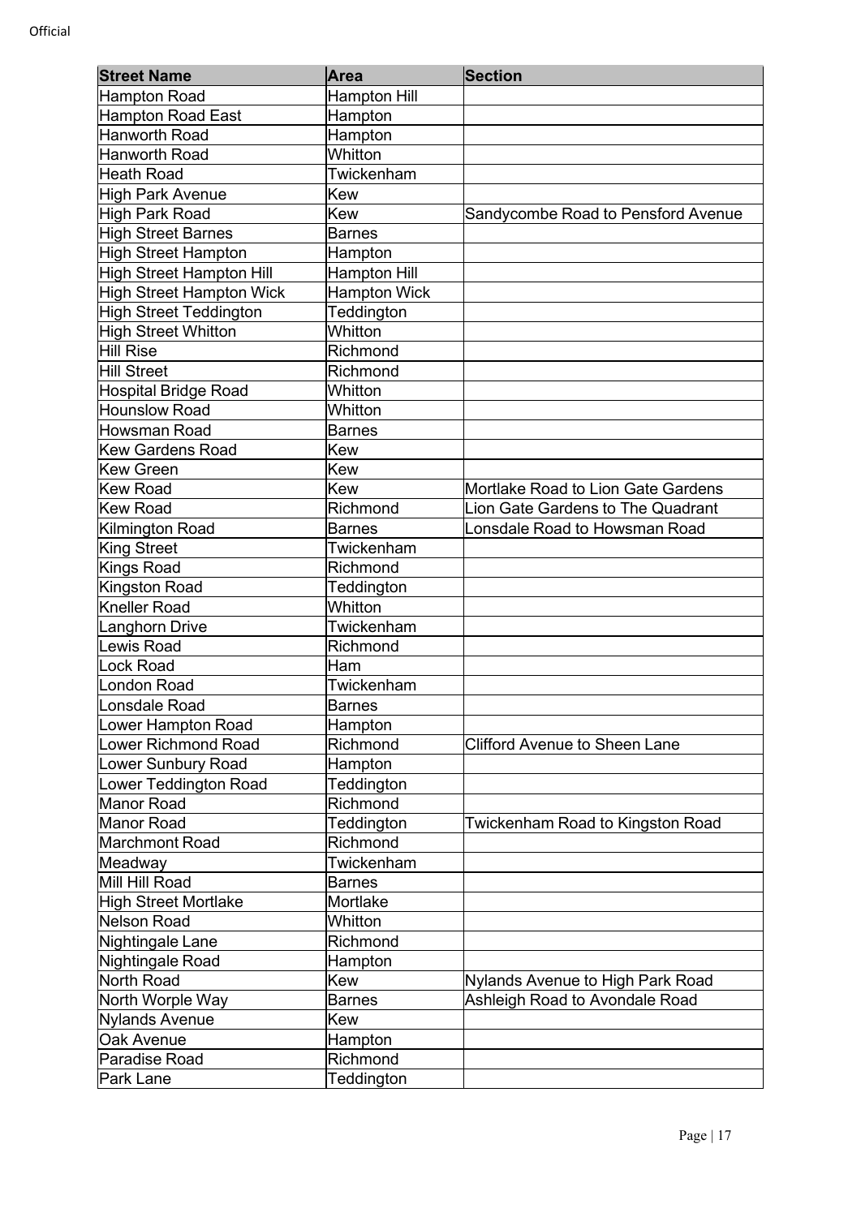| Street Name | Area | Section |
| --- | --- | --- |
| Hampton Road | Hampton Hill | |
| Hampton Road East | Hampton | |
| Hanworth Road | Hampton | |
| Hanworth Road | Whitton | |
| Heath Road | Twickenham | |
| High Park Avenue | Kew | |
| High Park Road | Kew | Sandycombe Road to Pensford Avenue |
| High Street Barnes | Barnes | |
| High Street Hampton | Hampton | |
| High Street Hampton Hill | Hampton Hill | |
| High Street Hampton Wick | Hampton Wick | |
| High Street Teddington | Teddington | |
| High Street Whitton | Whitton | |
| Hill Rise | Richmond | |
| Hill Street | Richmond | |
| Hospital Bridge Road | Whitton | |
| Hounslow Road | Whitton | |
| Howsman Road | Barnes | |
| Kew Gardens Road | Kew | |
| Kew Green | Kew | |
| Kew Road | Kew | Mortlake Road to Lion Gate Gardens |
| Kew Road | Richmond | Lion Gate Gardens to The Quadrant |
| Kilmington Road | Barnes | Lonsdale Road to Howsman Road |
| King Street | Twickenham | |
| Kings Road | Richmond | |
| Kingston Road | Teddington | |
| Kneller Road | Whitton | |
| Langhorn Drive | Twickenham | |
| Lewis Road | Richmond | |
| Lock Road | Ham | |
| London Road | Twickenham | |
| Lonsdale Road | Barnes | |
| Lower Hampton Road | Hampton | |
| Lower Richmond Road | Richmond | Clifford Avenue to Sheen Lane |
| Lower Sunbury Road | Hampton | |
| Lower Teddington Road | Teddington | |
| Manor Road | Richmond | |
| Manor Road | Teddington | Twickenham Road to Kingston Road |
| Marchmont Road | Richmond | |
| Meadway | Twickenham | |
| Mill Hill Road | Barnes | |
| High Street Mortlake | Mortlake | |
| Nelson Road | Whitton | |
| Nightingale Lane | Richmond | |
| Nightingale Road | Hampton | |
| North Road | Kew | Nylands Avenue to High Park Road |
| North Worple Way | Barnes | Ashleigh Road to Avondale Road |
| Nylands Avenue | Kew | |
| Oak Avenue | Hampton | |
| Paradise Road | Richmond | |
| Park Lane | Teddington | |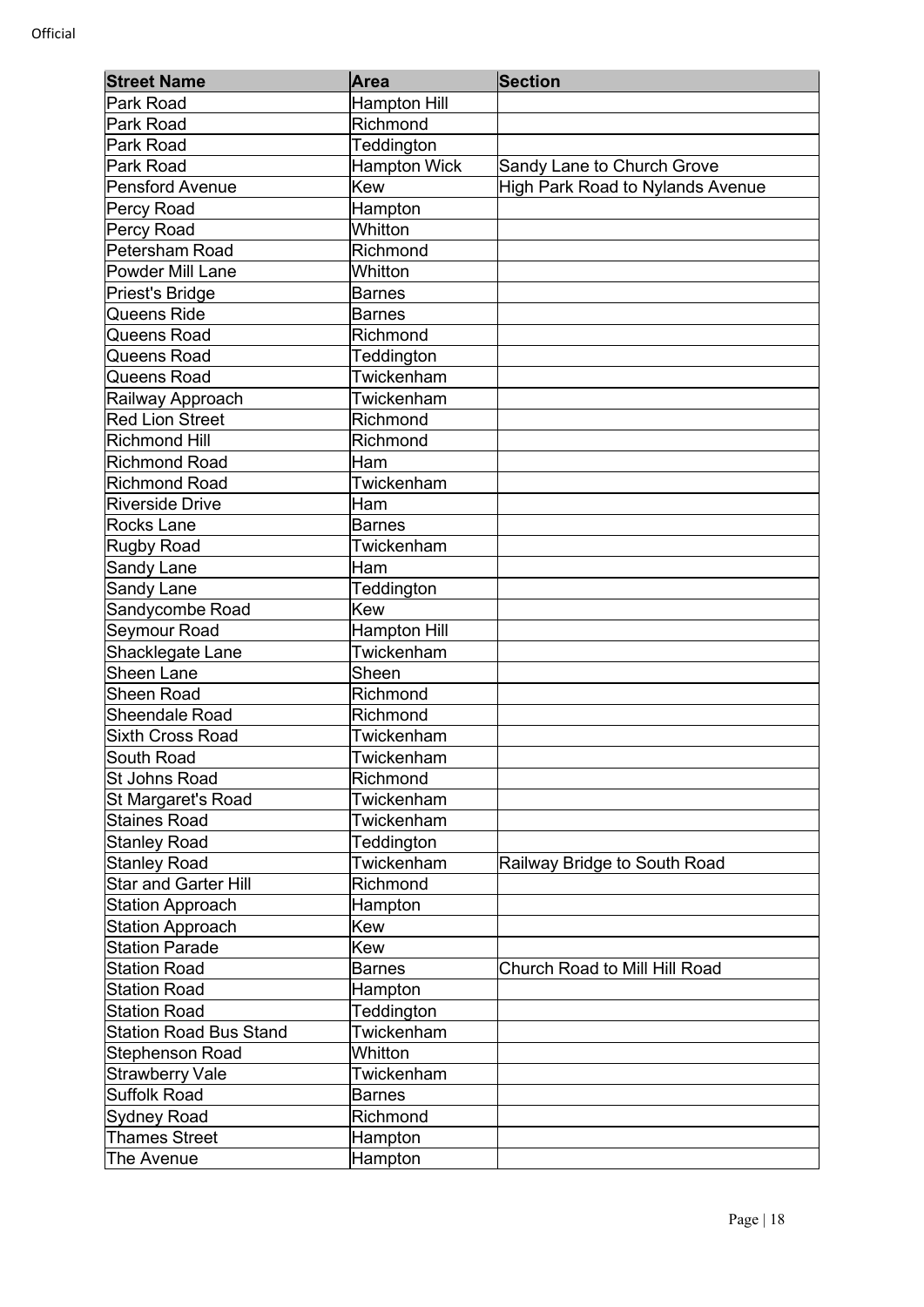| Street Name | Area | Section |
|---|---|---|
| Park Road | Hampton Hill | |
| Park Road | Richmond | |
| Park Road | Teddington | |
| Park Road | Hampton Wick | Sandy Lane to Church Grove |
| Pensford Avenue | Kew | High Park Road to Nylands Avenue |
| Percy Road | Hampton | |
| Percy Road | Whitton | |
| Petersham Road | Richmond | |
| Powder Mill Lane | Whitton | |
| Priest's Bridge | Barnes | |
| Queens Ride | Barnes | |
| Queens Road | Richmond | |
| Queens Road | Teddington | |
| Queens Road | Twickenham | |
| Railway Approach | Twickenham | |
| Red Lion Street | Richmond | |
| Richmond Hill | Richmond | |
| Richmond Road | Ham | |
| Richmond Road | Twickenham | |
| Riverside Drive | Ham | |
| Rocks Lane | Barnes | |
| Rugby Road | Twickenham | |
| Sandy Lane | Ham | |
| Sandy Lane | Teddington | |
| Sandycombe Road | Kew | |
| Seymour Road | Hampton Hill | |
| Shacklegate Lane | Twickenham | |
| Sheen Lane | Sheen | |
| Sheen Road | Richmond | |
| Sheendale Road | Richmond | |
| Sixth Cross Road | Twickenham | |
| South Road | Twickenham | |
| St Johns Road | Richmond | |
| St Margaret's Road | Twickenham | |
| Staines Road | Twickenham | |
| Stanley Road | Teddington | |
| Stanley Road | Twickenham | Railway Bridge to South Road |
| Star and Garter Hill | Richmond | |
| Station Approach | Hampton | |
| Station Approach | Kew | |
| Station Parade | Kew | |
| Station Road | Barnes | Church Road to Mill Hill Road |
| Station Road | Hampton | |
| Station Road | Teddington | |
| Station Road Bus Stand | Twickenham | |
| Stephenson Road | Whitton | |
| Strawberry Vale | Twickenham | |
| Suffolk Road | Barnes | |
| Sydney Road | Richmond | |
| Thames Street | Hampton | |
| The Avenue | Hampton | |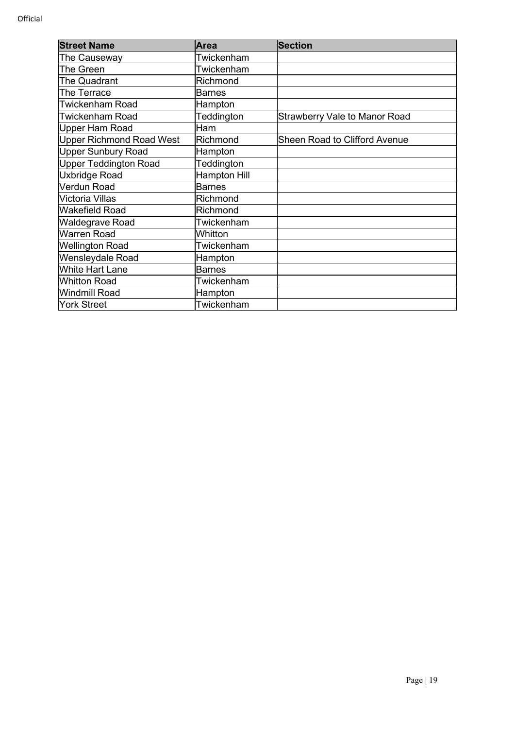| Street Name | Area | Section |
| --- | --- | --- |
| The Causeway | Twickenham | |
| The Green | Twickenham | |
| The Quadrant | Richmond | |
| The Terrace | Barnes | |
| Twickenham Road | Hampton | |
| Twickenham Road | Teddington | Strawberry Vale to Manor Road |
| Upper Ham Road | Ham | |
| Upper Richmond Road West | Richmond | Sheen Road to Clifford Avenue |
| Upper Sunbury Road | Hampton | |
| Upper Teddington Road | Teddington | |
| Uxbridge Road | Hampton Hill | |
| Verdun Road | Barnes | |
| Victoria Villas | Richmond | |
| Wakefield Road | Richmond | |
| Waldegrave Road | Twickenham | |
| Warren Road | Whitton | |
| Wellington Road | Twickenham | |
| Wensleydale Road | Hampton | |
| White Hart Lane | Barnes | |
| Whitton Road | Twickenham | |
| Windmill Road | Hampton | |
| York Street | Twickenham | |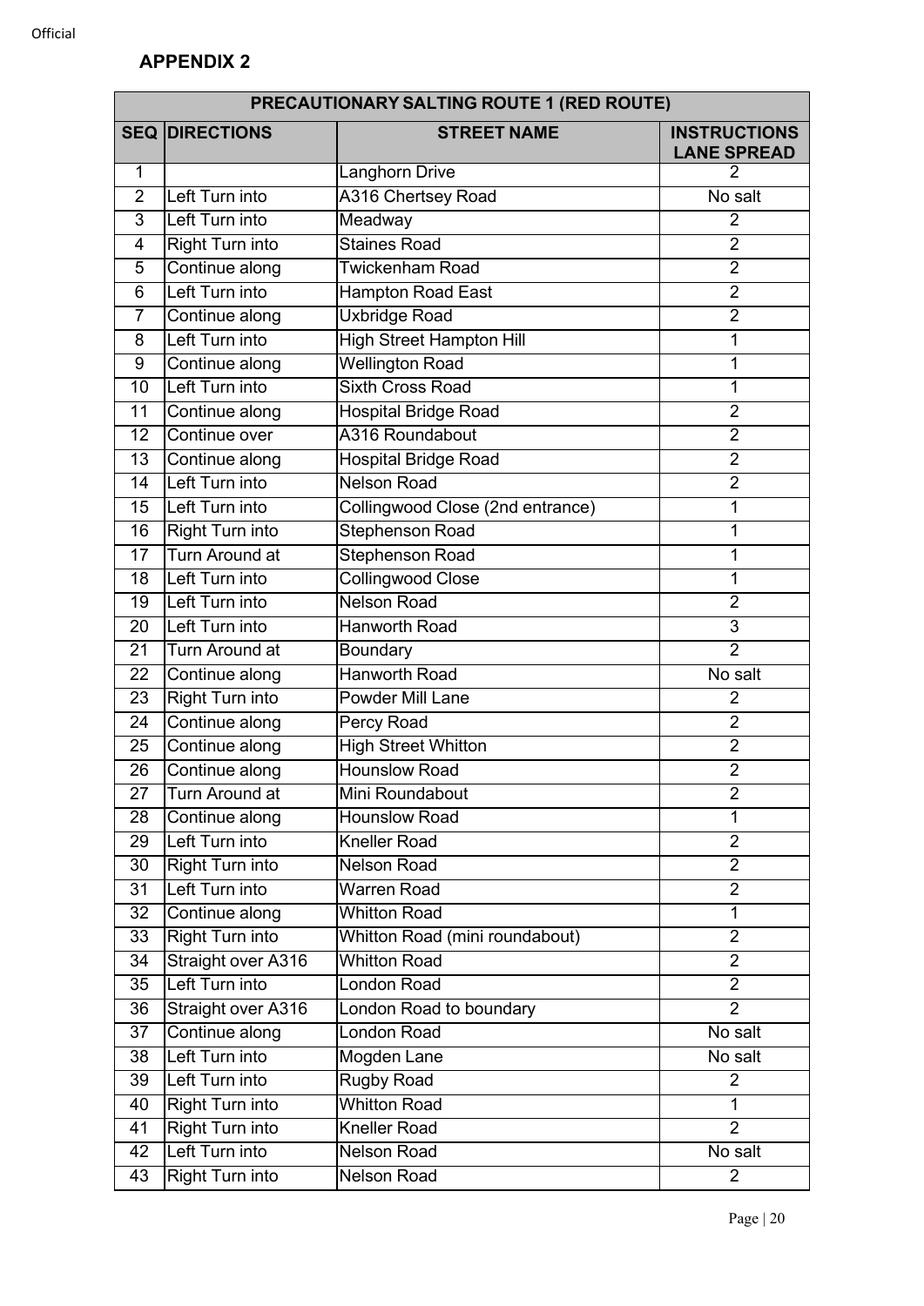## APPENDIX 2

| PRECAUTIONARY SALTING ROUTE 1 (RED ROUTE) | | | |
|---|---|---|---|
| **SEQ** | **DIRECTIONS** | **STREET NAME** | **INSTRUCTIONS LANE SPREAD** |
| 1 | | Langhorn Drive | 2 |
| 2 | Left Turn into | A316 Chertsey Road | No salt |
| 3 | Left Turn into | Meadway | 2 |
| 4 | Right Turn into | Staines Road | 2 |
| 5 | Continue along | Twickenham Road | 2 |
| 6 | Left Turn into | Hampton Road East | 2 |
| 7 | Continue along | Uxbridge Road | 2 |
| 8 | Left Turn into | High Street Hampton Hill | 1 |
| 9 | Continue along | Wellington Road | 1 |
| 10 | Left Turn into | Sixth Cross Road | 1 |
| 11 | Continue along | Hospital Bridge Road | 2 |
| 12 | Continue over | A316 Roundabout | 2 |
| 13 | Continue along | Hospital Bridge Road | 2 |
| 14 | Left Turn into | Nelson Road | 2 |
| 15 | Left Turn into | Collingwood Close (2nd entrance) | 1 |
| 16 | Right Turn into | Stephenson Road | 1 |
| 17 | Turn Around at | Stephenson Road | 1 |
| 18 | Left Turn into | Collingwood Close | 1 |
| 19 | Left Turn into | Nelson Road | 2 |
| 20 | Left Turn into | Hanworth Road | 3 |
| 21 | Turn Around at | Boundary | 2 |
| 22 | Continue along | Hanworth Road | No salt |
| 23 | Right Turn into | Powder Mill Lane | 2 |
| 24 | Continue along | Percy Road | 2 |
| 25 | Continue along | High Street Whitton | 2 |
| 26 | Continue along | Hounslow Road | 2 |
| 27 | Turn Around at | Mini Roundabout | 2 |
| 28 | Continue along | Hounslow Road | 1 |
| 29 | Left Turn into | Kneller Road | 2 |
| 30 | Right Turn into | Nelson Road | 2 |
| 31 | Left Turn into | Warren Road | 2 |
| 32 | Continue along | Whitton Road | 1 |
| 33 | Right Turn into | Whitton Road (mini roundabout) | 2 |
| 34 | Straight over A316 | Whitton Road | 2 |
| 35 | Left Turn into | London Road | 2 |
| 36 | Straight over A316 | London Road to boundary | 2 |
| 37 | Continue along | London Road | No salt |
| 38 | Left Turn into | Mogden Lane | No salt |
| 39 | Left Turn into | Rugby Road | 2 |
| 40 | Right Turn into | Whitton Road | 1 |
| 41 | Right Turn into | Kneller Road | 2 |
| 42 | Left Turn into | Nelson Road | No salt |
| 43 | Right Turn into | Nelson Road | 2 |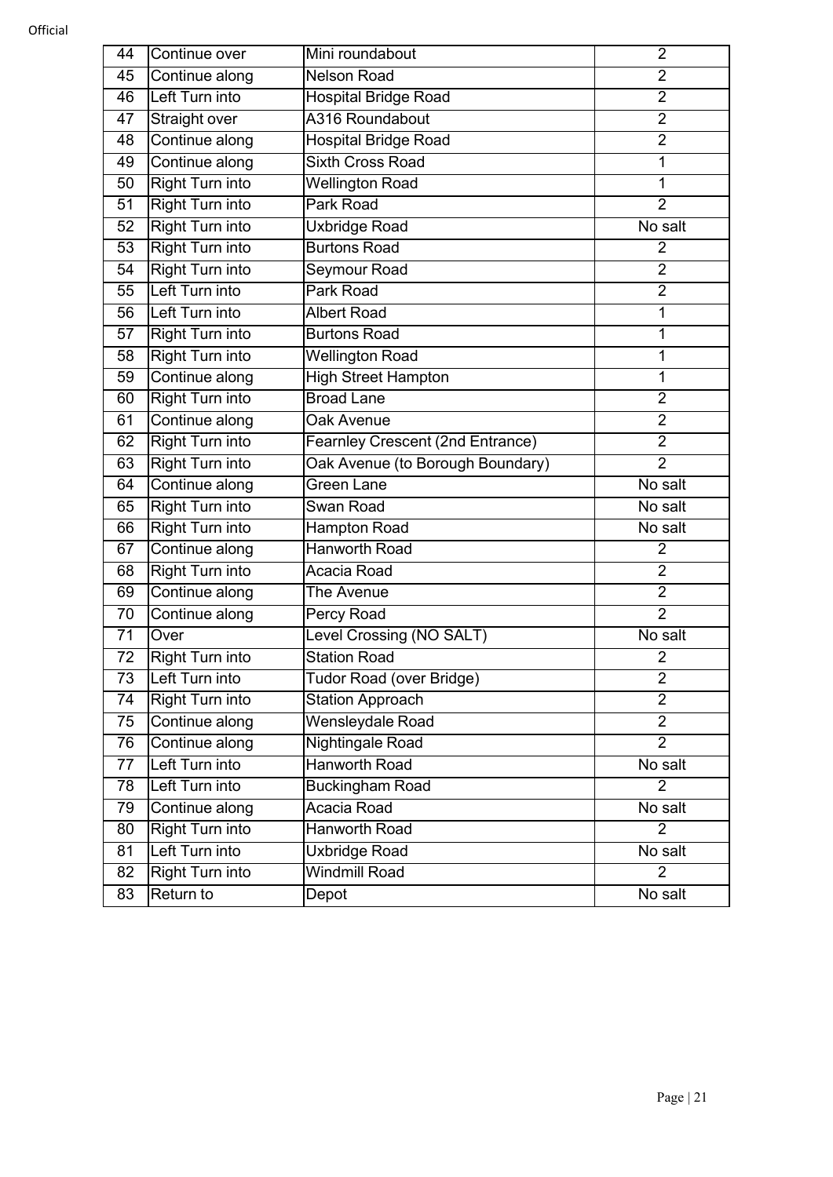| 44 | Continue over | Mini roundabout | 2 |
|---|---|---|---|
| 45 | Continue along | Nelson Road | 2 |
| 46 | Left Turn into | Hospital Bridge Road | 2 |
| 47 | Straight over | A316 Roundabout | 2 |
| 48 | Continue along | Hospital Bridge Road | 2 |
| 49 | Continue along | Sixth Cross Road | 1 |
| 50 | Right Turn into | Wellington Road | 1 |
| 51 | Right Turn into | Park Road | 2 |
| 52 | Right Turn into | Uxbridge Road | No salt |
| 53 | Right Turn into | Burtons Road | 2 |
| 54 | Right Turn into | Seymour Road | 2 |
| 55 | Left Turn into | Park Road | 2 |
| 56 | Left Turn into | Albert Road | 1 |
| 57 | Right Turn into | Burtons Road | 1 |
| 58 | Right Turn into | Wellington Road | 1 |
| 59 | Continue along | High Street Hampton | 1 |
| 60 | Right Turn into | Broad Lane | 2 |
| 61 | Continue along | Oak Avenue | 2 |
| 62 | Right Turn into | Fearnley Crescent (2nd Entrance) | 2 |
| 63 | Right Turn into | Oak Avenue (to Borough Boundary) | 2 |
| 64 | Continue along | Green Lane | No salt |
| 65 | Right Turn into | Swan Road | No salt |
| 66 | Right Turn into | Hampton Road | No salt |
| 67 | Continue along | Hanworth Road | 2 |
| 68 | Right Turn into | Acacia Road | 2 |
| 69 | Continue along | The Avenue | 2 |
| 70 | Continue along | Percy Road | 2 |
| 71 | Over | Level Crossing (NO SALT) | No salt |
| 72 | Right Turn into | Station Road | 2 |
| 73 | Left Turn into | Tudor Road (over Bridge) | 2 |
| 74 | Right Turn into | Station Approach | 2 |
| 75 | Continue along | Wensleydale Road | 2 |
| 76 | Continue along | Nightingale Road | 2 |
| 77 | Left Turn into | Hanworth Road | No salt |
| 78 | Left Turn into | Buckingham Road | 2 |
| 79 | Continue along | Acacia Road | No salt |
| 80 | Right Turn into | Hanworth Road | 2 |
| 81 | Left Turn into | Uxbridge Road | No salt |
| 82 | Right Turn into | Windmill Road | 2 |
| 83 | Return to | Depot | No salt |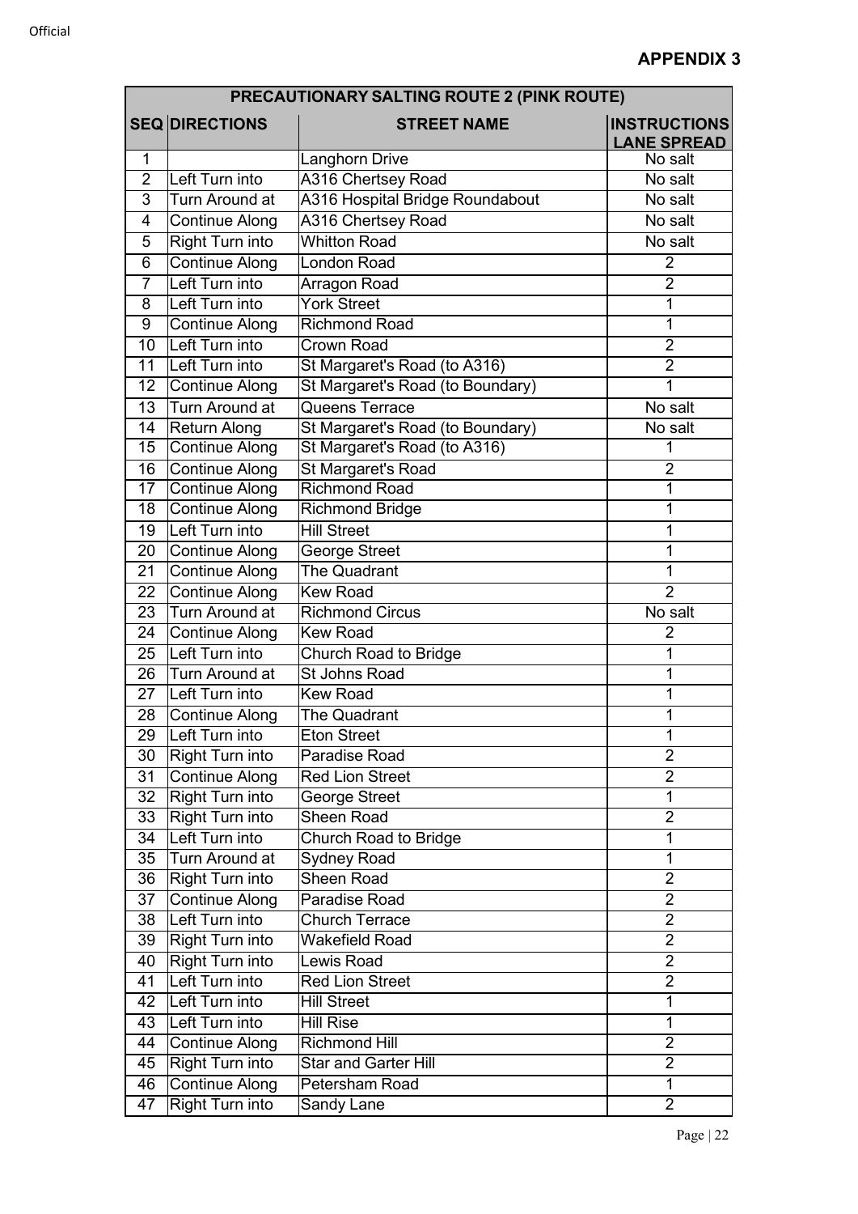Official

**APPENDIX 3**

| PRECAUTIONARY SALTING ROUTE 2 (PINK ROUTE) | | | |
|---|---|---|---|
| SEQ | DIRECTIONS | STREET NAME | INSTRUCTIONS LANE SPREAD |
| 1 | | Langhorn Drive | No salt |
| 2 | Left Turn into | A316 Chertsey Road | No salt |
| 3 | Turn Around at | A316 Hospital Bridge Roundabout | No salt |
| 4 | Continue Along | A316 Chertsey Road | No salt |
| 5 | Right Turn into | Whitton Road | No salt |
| 6 | Continue Along | London Road | 2 |
| 7 | Left Turn into | Arragon Road | 2 |
| 8 | Left Turn into | York Street | 1 |
| 9 | Continue Along | Richmond Road | 1 |
| 10 | Left Turn into | Crown Road | 2 |
| 11 | Left Turn into | St Margaret's Road (to A316) | 2 |
| 12 | Continue Along | St Margaret's Road (to Boundary) | 1 |
| 13 | Turn Around at | Queens Terrace | No salt |
| 14 | Return Along | St Margaret's Road (to Boundary) | No salt |
| 15 | Continue Along | St Margaret's Road (to A316) | 1 |
| 16 | Continue Along | St Margaret's Road | 2 |
| 17 | Continue Along | Richmond Road | 1 |
| 18 | Continue Along | Richmond Bridge | 1 |
| 19 | Left Turn into | Hill Street | 1 |
| 20 | Continue Along | George Street | 1 |
| 21 | Continue Along | The Quadrant | 1 |
| 22 | Continue Along | Kew Road | 2 |
| 23 | Turn Around at | Richmond Circus | No salt |
| 24 | Continue Along | Kew Road | 2 |
| 25 | Left Turn into | Church Road to Bridge | 1 |
| 26 | Turn Around at | St Johns Road | 1 |
| 27 | Left Turn into | Kew Road | 1 |
| 28 | Continue Along | The Quadrant | 1 |
| 29 | Left Turn into | Eton Street | 1 |
| 30 | Right Turn into | Paradise Road | 2 |
| 31 | Continue Along | Red Lion Street | 2 |
| 32 | Right Turn into | George Street | 1 |
| 33 | Right Turn into | Sheen Road | 2 |
| 34 | Left Turn into | Church Road to Bridge | 1 |
| 35 | Turn Around at | Sydney Road | 1 |
| 36 | Right Turn into | Sheen Road | 2 |
| 37 | Continue Along | Paradise Road | 2 |
| 38 | Left Turn into | Church Terrace | 2 |
| 39 | Right Turn into | Wakefield Road | 2 |
| 40 | Right Turn into | Lewis Road | 2 |
| 41 | Left Turn into | Red Lion Street | 2 |
| 42 | Left Turn into | Hill Street | 1 |
| 43 | Left Turn into | Hill Rise | 1 |
| 44 | Continue Along | Richmond Hill | 2 |
| 45 | Right Turn into | Star and Garter Hill | 2 |
| 46 | Continue Along | Petersham Road | 1 |
| 47 | Right Turn into | Sandy Lane | 2 |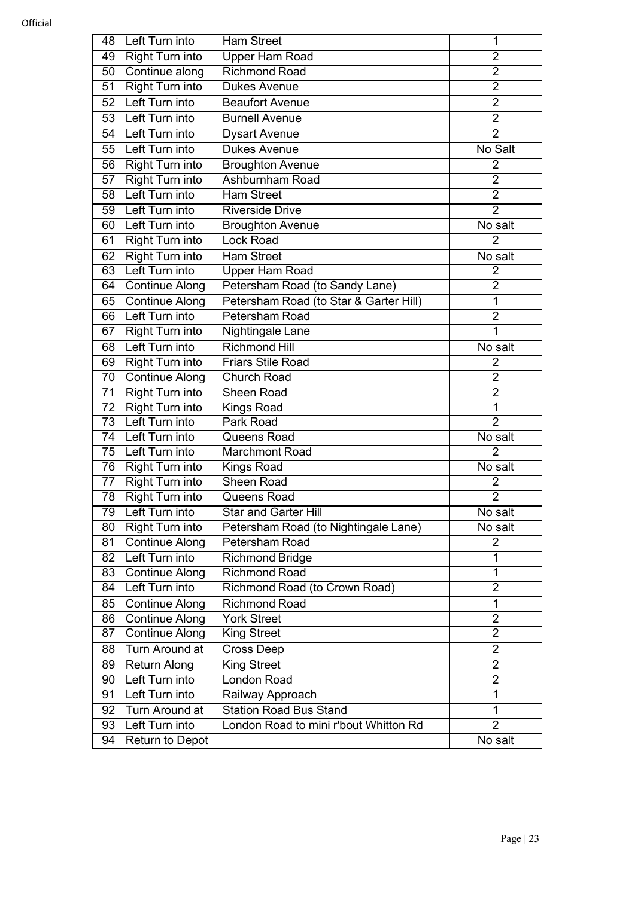| 48 | Left Turn into | Ham Street | 1 |
|---|---|---|---|
| 49 | Right Turn into | Upper Ham Road | 2 |
| 50 | Continue along | Richmond Road | 2 |
| 51 | Right Turn into | Dukes Avenue | 2 |
| 52 | Left Turn into | Beaufort Avenue | 2 |
| 53 | Left Turn into | Burnell Avenue | 2 |
| 54 | Left Turn into | Dysart Avenue | 2 |
| 55 | Left Turn into | Dukes Avenue | No Salt |
| 56 | Right Turn into | Broughton Avenue | 2 |
| 57 | Right Turn into | Ashburnham Road | 2 |
| 58 | Left Turn into | Ham Street | 2 |
| 59 | Left Turn into | Riverside Drive | 2 |
| 60 | Left Turn into | Broughton Avenue | No salt |
| 61 | Right Turn into | Lock Road | 2 |
| 62 | Right Turn into | Ham Street | No salt |
| 63 | Left Turn into | Upper Ham Road | 2 |
| 64 | Continue Along | Petersham Road (to Sandy Lane) | 2 |
| 65 | Continue Along | Petersham Road (to Star & Garter Hill) | 1 |
| 66 | Left Turn into | Petersham Road | 2 |
| 67 | Right Turn into | Nightingale Lane | 1 |
| 68 | Left Turn into | Richmond Hill | No salt |
| 69 | Right Turn into | Friars Stile Road | 2 |
| 70 | Continue Along | Church Road | 2 |
| 71 | Right Turn into | Sheen Road | 2 |
| 72 | Right Turn into | Kings Road | 1 |
| 73 | Left Turn into | Park Road | 2 |
| 74 | Left Turn into | Queens Road | No salt |
| 75 | Left Turn into | Marchmont Road | 2 |
| 76 | Right Turn into | Kings Road | No salt |
| 77 | Right Turn into | Sheen Road | 2 |
| 78 | Right Turn into | Queens Road | 2 |
| 79 | Left Turn into | Star and Garter Hill | No salt |
| 80 | Right Turn into | Petersham Road (to Nightingale Lane) | No salt |
| 81 | Continue Along | Petersham Road | 2 |
| 82 | Left Turn into | Richmond Bridge | 1 |
| 83 | Continue Along | Richmond Road | 1 |
| 84 | Left Turn into | Richmond Road (to Crown Road) | 2 |
| 85 | Continue Along | Richmond Road | 1 |
| 86 | Continue Along | York Street | 2 |
| 87 | Continue Along | King Street | 2 |
| 88 | Turn Around at | Cross Deep | 2 |
| 89 | Return Along | King Street | 2 |
| 90 | Left Turn into | London Road | 2 |
| 91 | Left Turn into | Railway Approach | 1 |
| 92 | Turn Around at | Station Road Bus Stand | 1 |
| 93 | Left Turn into | London Road to mini r'bout Whitton Rd | 2 |
| 94 | Return to Depot | | No salt |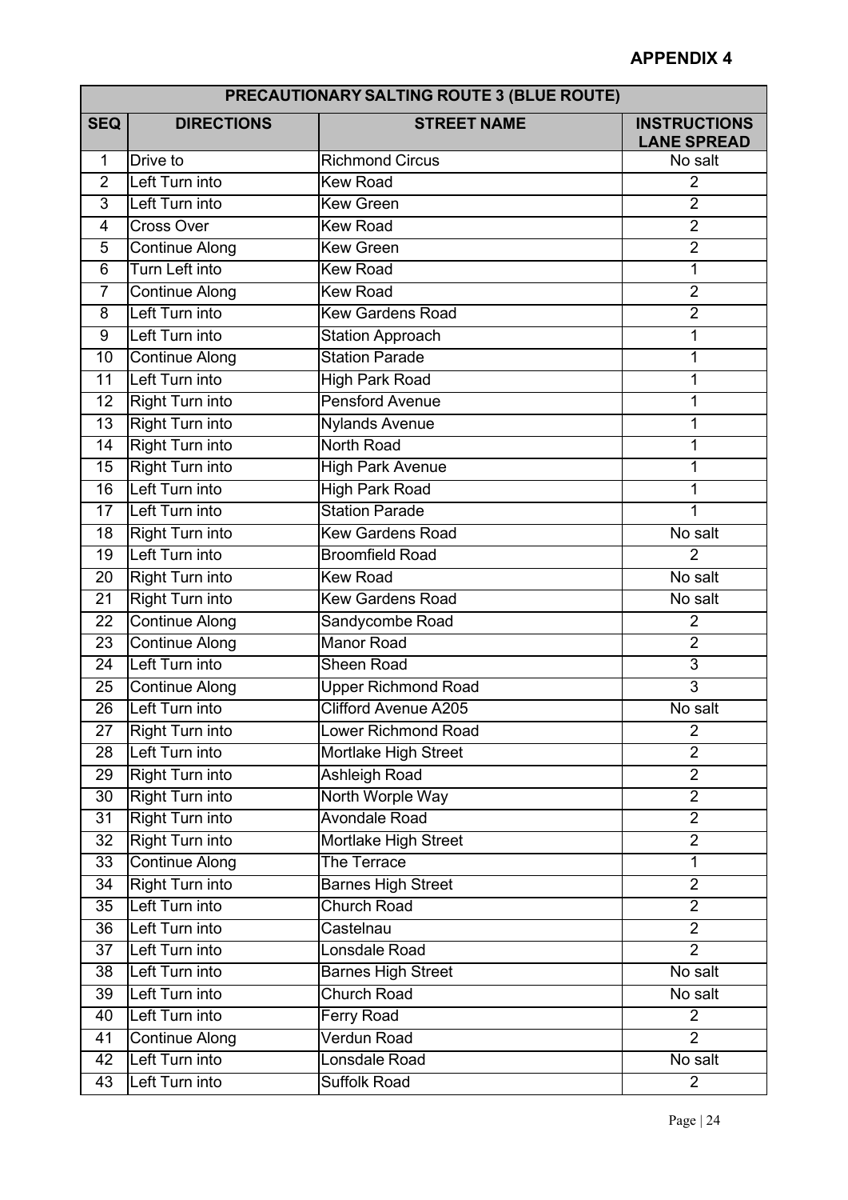**APPENDIX 4**

| PRECAUTIONARY SALTING ROUTE 3 (BLUE ROUTE) | | | |
|---|---|---|---|
| **SEQ** | **DIRECTIONS** | **STREET NAME** | **INSTRUCTIONS LANE SPREAD** |
| 1 | Drive to | Richmond Circus | No salt |
| 2 | Left Turn into | Kew Road | 2 |
| 3 | Left Turn into | Kew Green | 2 |
| 4 | Cross Over | Kew Road | 2 |
| 5 | Continue Along | Kew Green | 2 |
| 6 | Turn Left into | Kew Road | 1 |
| 7 | Continue Along | Kew Road | 2 |
| 8 | Left Turn into | Kew Gardens Road | 2 |
| 9 | Left Turn into | Station Approach | 1 |
| 10 | Continue Along | Station Parade | 1 |
| 11 | Left Turn into | High Park Road | 1 |
| 12 | Right Turn into | Pensford Avenue | 1 |
| 13 | Right Turn into | Nylands Avenue | 1 |
| 14 | Right Turn into | North Road | 1 |
| 15 | Right Turn into | High Park Avenue | 1 |
| 16 | Left Turn into | High Park Road | 1 |
| 17 | Left Turn into | Station Parade | 1 |
| 18 | Right Turn into | Kew Gardens Road | No salt |
| 19 | Left Turn into | Broomfield Road | 2 |
| 20 | Right Turn into | Kew Road | No salt |
| 21 | Right Turn into | Kew Gardens Road | No salt |
| 22 | Continue Along | Sandycombe Road | 2 |
| 23 | Continue Along | Manor Road | 2 |
| 24 | Left Turn into | Sheen Road | 3 |
| 25 | Continue Along | Upper Richmond Road | 3 |
| 26 | Left Turn into | Clifford Avenue A205 | No salt |
| 27 | Right Turn into | Lower Richmond Road | 2 |
| 28 | Left Turn into | Mortlake High Street | 2 |
| 29 | Right Turn into | Ashleigh Road | 2 |
| 30 | Right Turn into | North Worple Way | 2 |
| 31 | Right Turn into | Avondale Road | 2 |
| 32 | Right Turn into | Mortlake High Street | 2 |
| 33 | Continue Along | The Terrace | 1 |
| 34 | Right Turn into | Barnes High Street | 2 |
| 35 | Left Turn into | Church Road | 2 |
| 36 | Left Turn into | Castelnau | 2 |
| 37 | Left Turn into | Lonsdale Road | 2 |
| 38 | Left Turn into | Barnes High Street | No salt |
| 39 | Left Turn into | Church Road | No salt |
| 40 | Left Turn into | Ferry Road | 2 |
| 41 | Continue Along | Verdun Road | 2 |
| 42 | Left Turn into | Lonsdale Road | No salt |
| 43 | Left Turn into | Suffolk Road | 2 |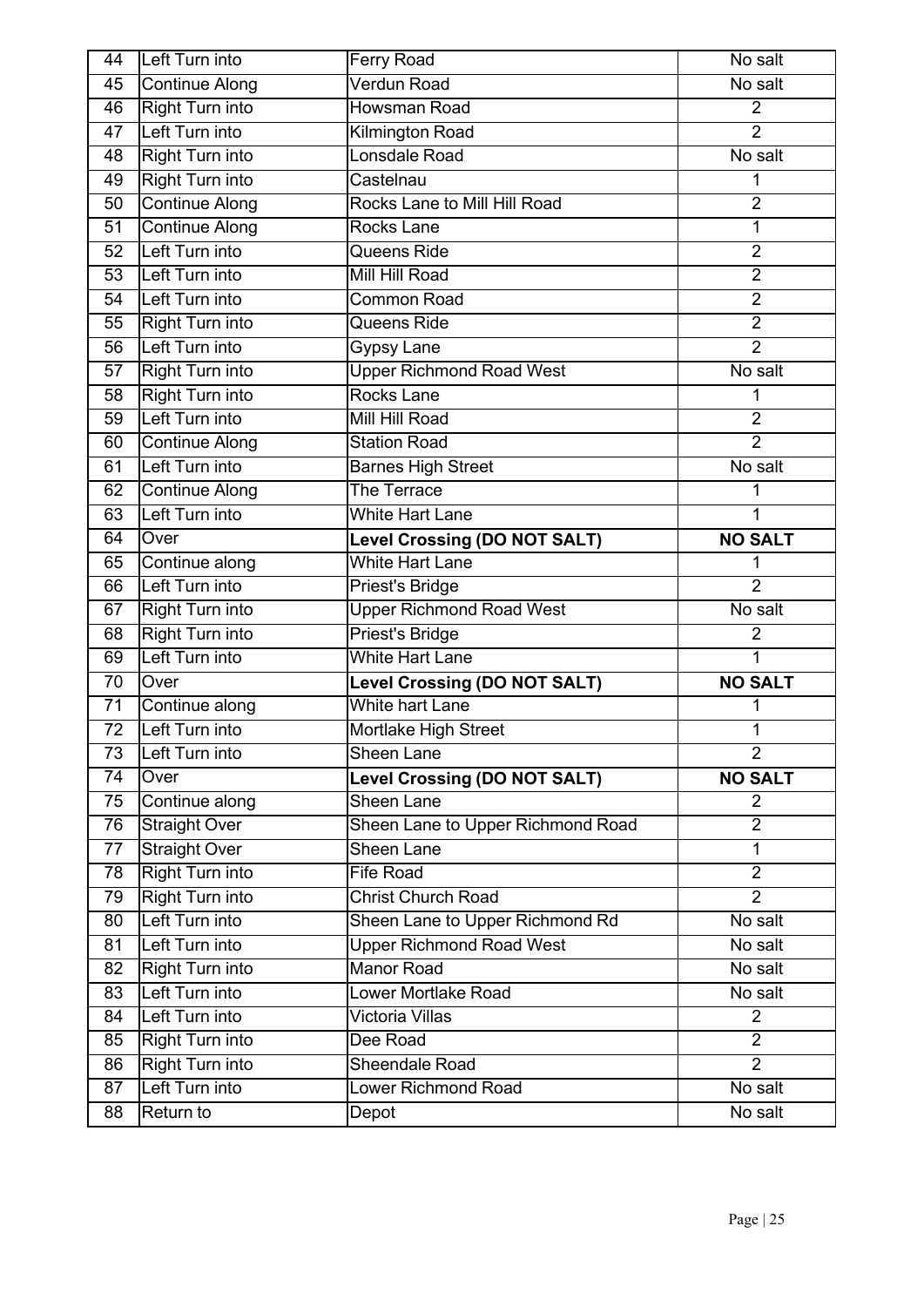| | | | |
|---|---|---|---|
| 44 | Left Turn into | Ferry Road | No salt |
| 45 | Continue Along | Verdun Road | No salt |
| 46 | Right Turn into | Howsman Road | 2 |
| 47 | Left Turn into | Kilmington Road | 2 |
| 48 | Right Turn into | Lonsdale Road | No salt |
| 49 | Right Turn into | Castelnau | 1 |
| 50 | Continue Along | Rocks Lane to Mill Hill Road | 2 |
| 51 | Continue Along | Rocks Lane | 1 |
| 52 | Left Turn into | Queens Ride | 2 |
| 53 | Left Turn into | Mill Hill Road | 2 |
| 54 | Left Turn into | Common Road | 2 |
| 55 | Right Turn into | Queens Ride | 2 |
| 56 | Left Turn into | Gypsy Lane | 2 |
| 57 | Right Turn into | Upper Richmond Road West | No salt |
| 58 | Right Turn into | Rocks Lane | 1 |
| 59 | Left Turn into | Mill Hill Road | 2 |
| 60 | Continue Along | Station Road | 2 |
| 61 | Left Turn into | Barnes High Street | No salt |
| 62 | Continue Along | The Terrace | 1 |
| 63 | Left Turn into | White Hart Lane | 1 |
| 64 | Over | **Level Crossing (DO NOT SALT)** | **NO SALT** |
| 65 | Continue along | White Hart Lane | 1 |
| 66 | Left Turn into | Priest's Bridge | 2 |
| 67 | Right Turn into | Upper Richmond Road West | No salt |
| 68 | Right Turn into | Priest's Bridge | 2 |
| 69 | Left Turn into | White Hart Lane | 1 |
| 70 | Over | **Level Crossing (DO NOT SALT)** | **NO SALT** |
| 71 | Continue along | White hart Lane | 1 |
| 72 | Left Turn into | Mortlake High Street | 1 |
| 73 | Left Turn into | Sheen Lane | 2 |
| 74 | Over | **Level Crossing (DO NOT SALT)** | **NO SALT** |
| 75 | Continue along | Sheen Lane | 2 |
| 76 | Straight Over | Sheen Lane to Upper Richmond Road | 2 |
| 77 | Straight Over | Sheen Lane | 1 |
| 78 | Right Turn into | Fife Road | 2 |
| 79 | Right Turn into | Christ Church Road | 2 |
| 80 | Left Turn into | Sheen Lane to Upper Richmond Rd | No salt |
| 81 | Left Turn into | Upper Richmond Road West | No salt |
| 82 | Right Turn into | Manor Road | No salt |
| 83 | Left Turn into | Lower Mortlake Road | No salt |
| 84 | Left Turn into | Victoria Villas | 2 |
| 85 | Right Turn into | Dee Road | 2 |
| 86 | Right Turn into | Sheendale Road | 2 |
| 87 | Left Turn into | Lower Richmond Road | No salt |
| 88 | Return to | Depot | No salt |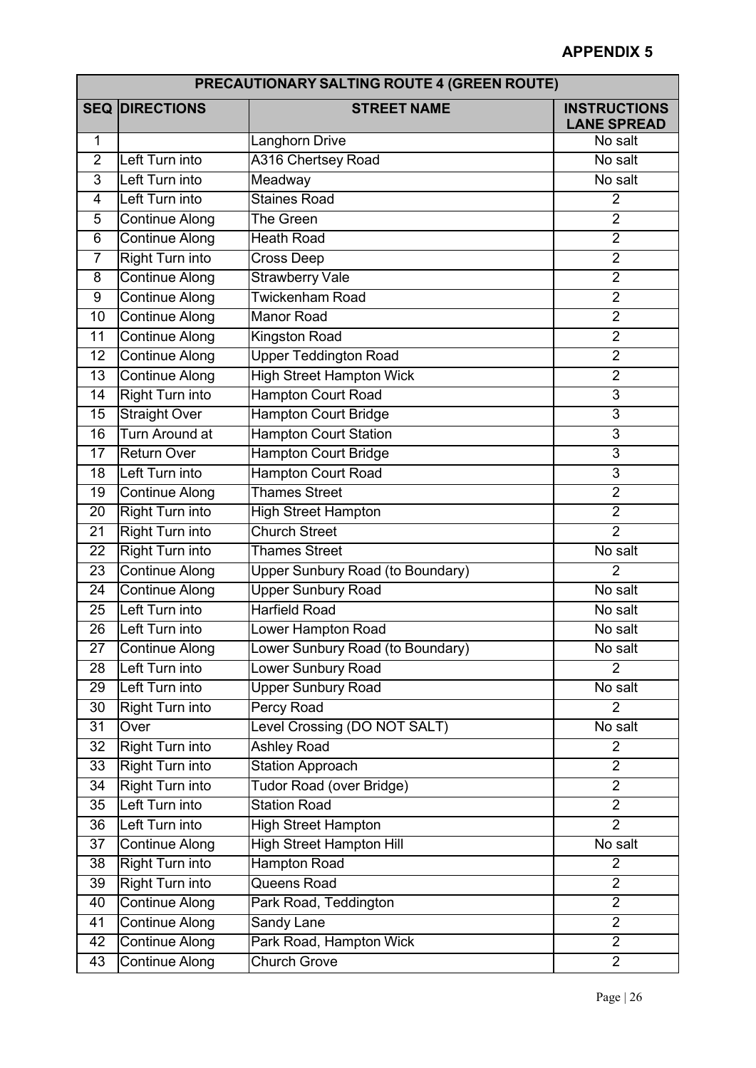**APPENDIX 5**

| PRECAUTIONARY SALTING ROUTE 4 (GREEN ROUTE) | | | |
|---|---|---|---|
| **SEQ** | **DIRECTIONS** | **STREET NAME** | **INSTRUCTIONS LANE SPREAD** |
| 1 | | Langhorn Drive | No salt |
| 2 | Left Turn into | A316 Chertsey Road | No salt |
| 3 | Left Turn into | Meadway | No salt |
| 4 | Left Turn into | Staines Road | 2 |
| 5 | Continue Along | The Green | 2 |
| 6 | Continue Along | Heath Road | 2 |
| 7 | Right Turn into | Cross Deep | 2 |
| 8 | Continue Along | Strawberry Vale | 2 |
| 9 | Continue Along | Twickenham Road | 2 |
| 10 | Continue Along | Manor Road | 2 |
| 11 | Continue Along | Kingston Road | 2 |
| 12 | Continue Along | Upper Teddington Road | 2 |
| 13 | Continue Along | High Street Hampton Wick | 2 |
| 14 | Right Turn into | Hampton Court Road | 3 |
| 15 | Straight Over | Hampton Court Bridge | 3 |
| 16 | Turn Around at | Hampton Court Station | 3 |
| 17 | Return Over | Hampton Court Bridge | 3 |
| 18 | Left Turn into | Hampton Court Road | 3 |
| 19 | Continue Along | Thames Street | 2 |
| 20 | Right Turn into | High Street Hampton | 2 |
| 21 | Right Turn into | Church Street | 2 |
| 22 | Right Turn into | Thames Street | No salt |
| 23 | Continue Along | Upper Sunbury Road (to Boundary) | 2 |
| 24 | Continue Along | Upper Sunbury Road | No salt |
| 25 | Left Turn into | Harfield Road | No salt |
| 26 | Left Turn into | Lower Hampton Road | No salt |
| 27 | Continue Along | Lower Sunbury Road (to Boundary) | No salt |
| 28 | Left Turn into | Lower Sunbury Road | 2 |
| 29 | Left Turn into | Upper Sunbury Road | No salt |
| 30 | Right Turn into | Percy Road | 2 |
| 31 | Over | Level Crossing (DO NOT SALT) | No salt |
| 32 | Right Turn into | Ashley Road | 2 |
| 33 | Right Turn into | Station Approach | 2 |
| 34 | Right Turn into | Tudor Road (over Bridge) | 2 |
| 35 | Left Turn into | Station Road | 2 |
| 36 | Left Turn into | High Street Hampton | 2 |
| 37 | Continue Along | High Street Hampton Hill | No salt |
| 38 | Right Turn into | Hampton Road | 2 |
| 39 | Right Turn into | Queens Road | 2 |
| 40 | Continue Along | Park Road, Teddington | 2 |
| 41 | Continue Along | Sandy Lane | 2 |
| 42 | Continue Along | Park Road, Hampton Wick | 2 |
| 43 | Continue Along | Church Grove | 2 |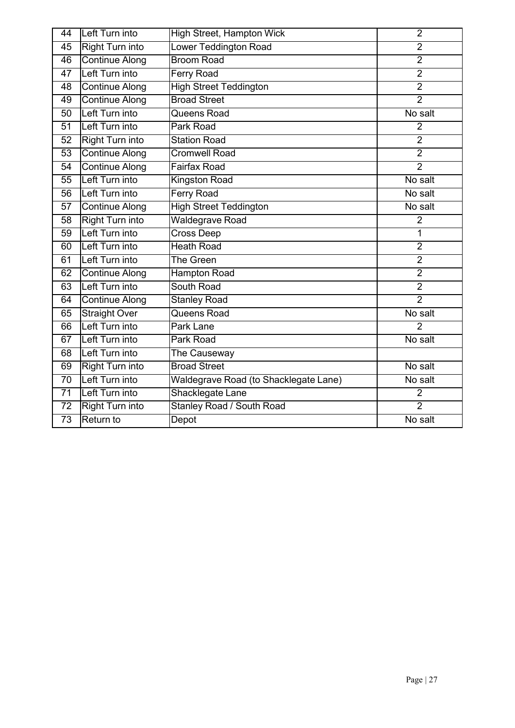| 44 | Left Turn into | High Street, Hampton Wick | 2 |
|---|---|---|---|
| 45 | Right Turn into | Lower Teddington Road | 2 |
| 46 | Continue Along | Broom Road | 2 |
| 47 | Left Turn into | Ferry Road | 2 |
| 48 | Continue Along | High Street Teddington | 2 |
| 49 | Continue Along | Broad Street | 2 |
| 50 | Left Turn into | Queens Road | No salt |
| 51 | Left Turn into | Park Road | 2 |
| 52 | Right Turn into | Station Road | 2 |
| 53 | Continue Along | Cromwell Road | 2 |
| 54 | Continue Along | Fairfax Road | 2 |
| 55 | Left Turn into | Kingston Road | No salt |
| 56 | Left Turn into | Ferry Road | No salt |
| 57 | Continue Along | High Street Teddington | No salt |
| 58 | Right Turn into | Waldegrave Road | 2 |
| 59 | Left Turn into | Cross Deep | 1 |
| 60 | Left Turn into | Heath Road | 2 |
| 61 | Left Turn into | The Green | 2 |
| 62 | Continue Along | Hampton Road | 2 |
| 63 | Left Turn into | South Road | 2 |
| 64 | Continue Along | Stanley Road | 2 |
| 65 | Straight Over | Queens Road | No salt |
| 66 | Left Turn into | Park Lane | 2 |
| 67 | Left Turn into | Park Road | No salt |
| 68 | Left Turn into | The Causeway | |
| 69 | Right Turn into | Broad Street | No salt |
| 70 | Left Turn into | Waldegrave Road (to Shacklegate Lane) | No salt |
| 71 | Left Turn into | Shacklegate Lane | 2 |
| 72 | Right Turn into | Stanley Road / South Road | 2 |
| 73 | Return to | Depot | No salt |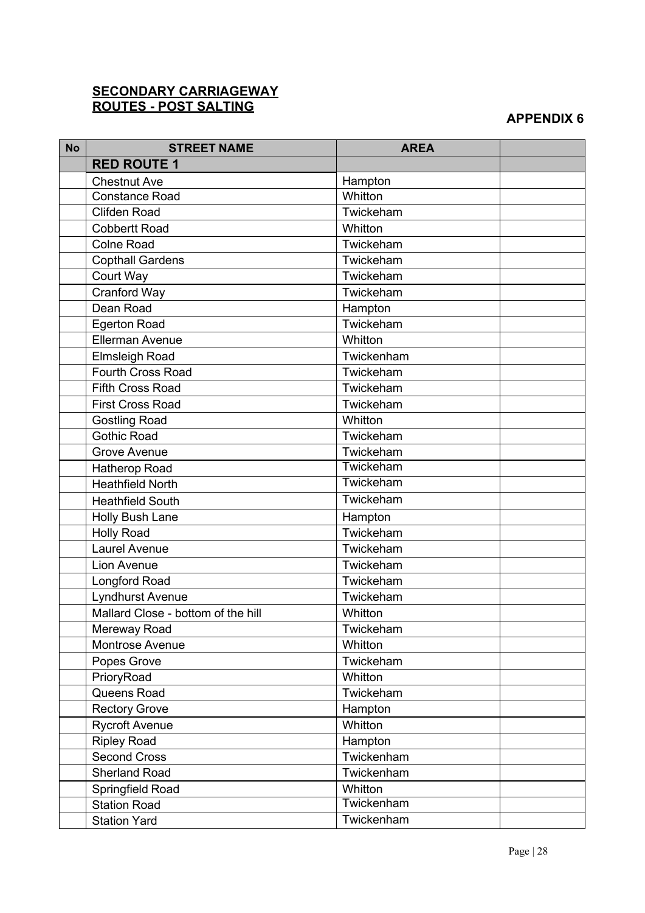## SECONDARY CARRIAGEWAY ROUTES - POST SALTING

**APPENDIX 6**

| No | STREET NAME | AREA | |
|---|---|---|---|
| | **RED ROUTE 1** | | |
| | Chestnut Ave | Hampton | |
| | Constance Road | Whitton | |
| | Clifden Road | Twickeham | |
| | Cobbertt Road | Whitton | |
| | Colne Road | Twickeham | |
| | Copthall Gardens | Twickeham | |
| | Court Way | Twickeham | |
| | Cranford Way | Twickeham | |
| | Dean Road | Hampton | |
| | Egerton Road | Twickeham | |
| | Ellerman Avenue | Whitton | |
| | Elmsleigh Road | Twickenham | |
| | Fourth Cross Road | Twickeham | |
| | Fifth Cross Road | Twickeham | |
| | First Cross Road | Twickeham | |
| | Gostling Road | Whitton | |
| | Gothic Road | Twickeham | |
| | Grove Avenue | Twickeham | |
| | Hatherop Road | Twickeham | |
| | Heathfield North | Twickeham | |
| | Heathfield South | Twickeham | |
| | Holly Bush Lane | Hampton | |
| | Holly Road | Twickeham | |
| | Laurel Avenue | Twickeham | |
| | Lion Avenue | Twickeham | |
| | Longford Road | Twickeham | |
| | Lyndhurst Avenue | Twickeham | |
| | Mallard Close - bottom of the hill | Whitton | |
| | Mereway Road | Twickeham | |
| | Montrose Avenue | Whitton | |
| | Popes Grove | Twickeham | |
| | PrioryRoad | Whitton | |
| | Queens Road | Twickeham | |
| | Rectory Grove | Hampton | |
| | Rycroft Avenue | Whitton | |
| | Ripley Road | Hampton | |
| | Second Cross | Twickenham | |
| | Sherland Road | Twickenham | |
| | Springfield Road | Whitton | |
| | Station Road | Twickenham | |
| | Station Yard | Twickenham | |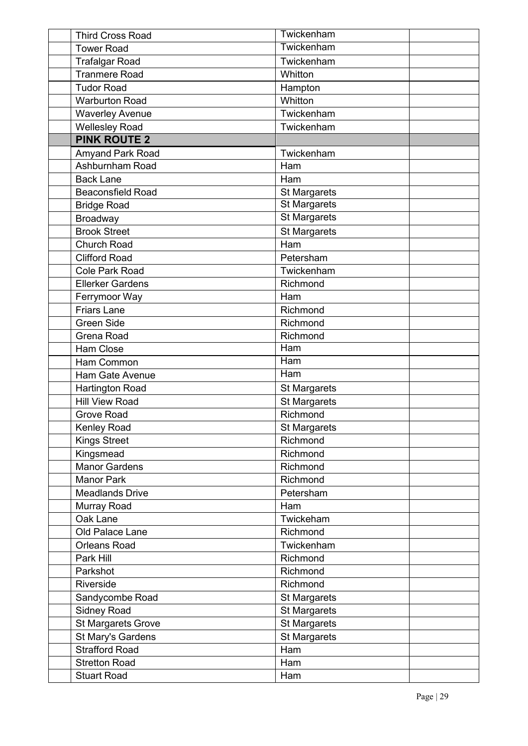| | | | |
|---|---|---|---|
| | Third Cross Road | Twickenham | |
| | Tower Road | Twickenham | |
| | Trafalgar Road | Twickenham | |
| | Tranmere Road | Whitton | |
| | Tudor Road | Hampton | |
| | Warburton Road | Whitton | |
| | Waverley Avenue | Twickenham | |
| | Wellesley Road | Twickenham | |
| | **PINK ROUTE 2** | | |
| | Amyand Park Road | Twickenham | |
| | Ashburnham Road | Ham | |
| | Back Lane | Ham | |
| | Beaconsfield Road | St Margarets | |
| | Bridge Road | St Margarets | |
| | Broadway | St Margarets | |
| | Brook Street | St Margarets | |
| | Church Road | Ham | |
| | Clifford Road | Petersham | |
| | Cole Park Road | Twickenham | |
| | Ellerker Gardens | Richmond | |
| | Ferrymoor Way | Ham | |
| | Friars Lane | Richmond | |
| | Green Side | Richmond | |
| | Grena Road | Richmond | |
| | Ham Close | Ham | |
| | Ham Common | Ham | |
| | Ham Gate Avenue | Ham | |
| | Hartington Road | St Margarets | |
| | Hill View Road | St Margarets | |
| | Grove Road | Richmond | |
| | Kenley Road | St Margarets | |
| | Kings Street | Richmond | |
| | Kingsmead | Richmond | |
| | Manor Gardens | Richmond | |
| | Manor Park | Richmond | |
| | Meadlands Drive | Petersham | |
| | Murray Road | Ham | |
| | Oak Lane | Twickeham | |
| | Old Palace Lane | Richmond | |
| | Orleans Road | Twickenham | |
| | Park Hill | Richmond | |
| | Parkshot | Richmond | |
| | Riverside | Richmond | |
| | Sandycombe Road | St Margarets | |
| | Sidney Road | St Margarets | |
| | St Margarets Grove | St Margarets | |
| | St Mary's Gardens | St Margarets | |
| | Strafford Road | Ham | |
| | Stretton Road | Ham | |
| | Stuart Road | Ham | |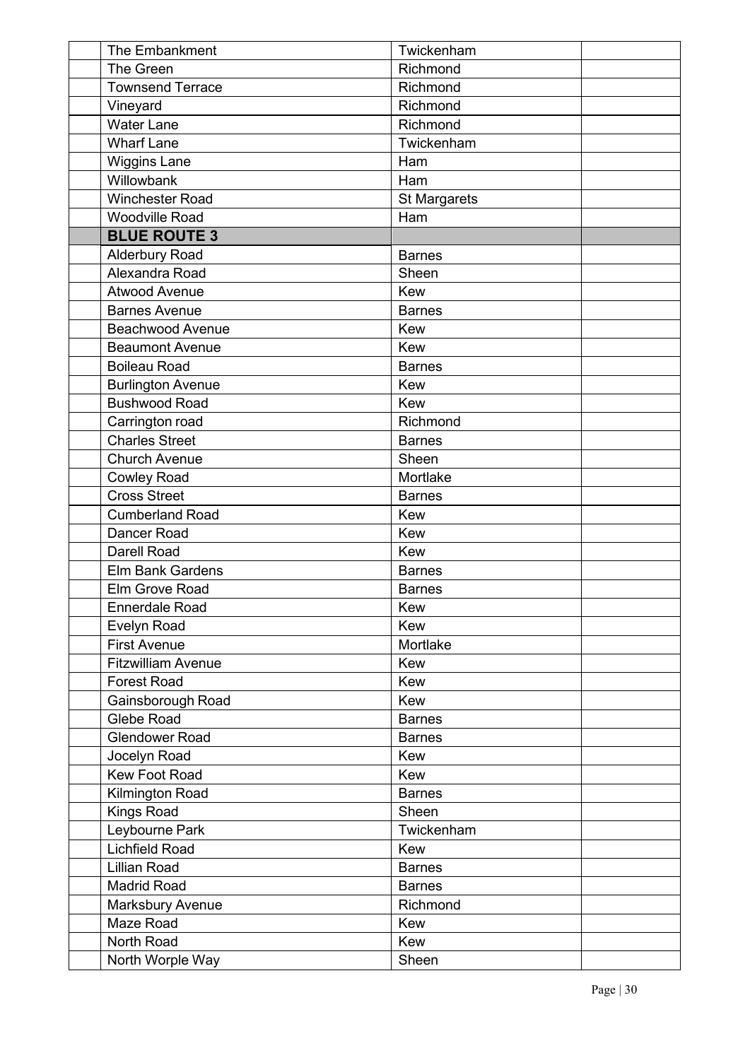| | | | |
|---|---|---|---|
| | The Embankment | Twickenham | |
| | The Green | Richmond | |
| | Townsend Terrace | Richmond | |
| | Vineyard | Richmond | |
| | Water Lane | Richmond | |
| | Wharf Lane | Twickenham | |
| | Wiggins Lane | Ham | |
| | Willowbank | Ham | |
| | Winchester Road | St Margarets | |
| | Woodville Road | Ham | |
| | **BLUE ROUTE 3** | | |
| | Alderbury Road | Barnes | |
| | Alexandra Road | Sheen | |
| | Atwood Avenue | Kew | |
| | Barnes Avenue | Barnes | |
| | Beachwood Avenue | Kew | |
| | Beaumont Avenue | Kew | |
| | Boileau Road | Barnes | |
| | Burlington Avenue | Kew | |
| | Bushwood Road | Kew | |
| | Carrington road | Richmond | |
| | Charles Street | Barnes | |
| | Church Avenue | Sheen | |
| | Cowley Road | Mortlake | |
| | Cross Street | Barnes | |
| | Cumberland Road | Kew | |
| | Dancer Road | Kew | |
| | Darell Road | Kew | |
| | Elm Bank Gardens | Barnes | |
| | Elm Grove Road | Barnes | |
| | Ennerdale Road | Kew | |
| | Evelyn Road | Kew | |
| | First Avenue | Mortlake | |
| | Fitzwilliam Avenue | Kew | |
| | Forest Road | Kew | |
| | Gainsborough Road | Kew | |
| | Glebe Road | Barnes | |
| | Glendower Road | Barnes | |
| | Jocelyn Road | Kew | |
| | Kew Foot Road | Kew | |
| | Kilmington Road | Barnes | |
| | Kings Road | Sheen | |
| | Leybourne Park | Twickenham | |
| | Lichfield Road | Kew | |
| | Lillian Road | Barnes | |
| | Madrid Road | Barnes | |
| | Marksbury Avenue | Richmond | |
| | Maze Road | Kew | |
| | North Road | Kew | |
| | North Worple Way | Sheen | |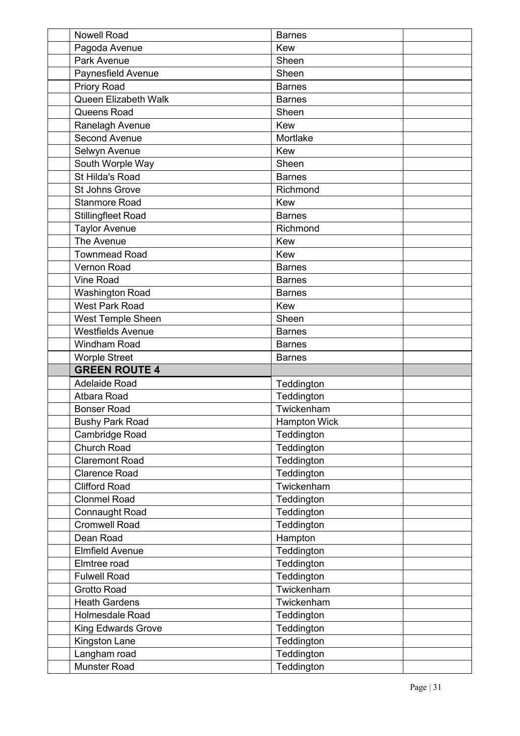| | | | |
|---|---|---|---|
| | Nowell Road | Barnes | |
| | Pagoda Avenue | Kew | |
| | Park Avenue | Sheen | |
| | Paynesfield Avenue | Sheen | |
| | Priory Road | Barnes | |
| | Queen Elizabeth Walk | Barnes | |
| | Queens Road | Sheen | |
| | Ranelagh Avenue | Kew | |
| | Second Avenue | Mortlake | |
| | Selwyn Avenue | Kew | |
| | South Worple Way | Sheen | |
| | St Hilda's Road | Barnes | |
| | St Johns Grove | Richmond | |
| | Stanmore Road | Kew | |
| | Stillingfleet Road | Barnes | |
| | Taylor Avenue | Richmond | |
| | The Avenue | Kew | |
| | Townmead Road | Kew | |
| | Vernon Road | Barnes | |
| | Vine Road | Barnes | |
| | Washington Road | Barnes | |
| | West Park Road | Kew | |
| | West Temple Sheen | Sheen | |
| | Westfields Avenue | Barnes | |
| | Windham Road | Barnes | |
| | Worple Street | Barnes | |
| | **GREEN ROUTE 4** | | |
| | Adelaide Road | Teddington | |
| | Atbara Road | Teddington | |
| | Bonser Road | Twickenham | |
| | Bushy Park Road | Hampton Wick | |
| | Cambridge Road | Teddington | |
| | Church Road | Teddington | |
| | Claremont Road | Teddington | |
| | Clarence Road | Teddington | |
| | Clifford Road | Twickenham | |
| | Clonmel Road | Teddington | |
| | Connaught Road | Teddington | |
| | Cromwell Road | Teddington | |
| | Dean Road | Hampton | |
| | Elmfield Avenue | Teddington | |
| | Elmtree road | Teddington | |
| | Fulwell Road | Teddington | |
| | Grotto Road | Twickenham | |
| | Heath Gardens | Twickenham | |
| | Holmesdale Road | Teddington | |
| | King Edwards Grove | Teddington | |
| | Kingston Lane | Teddington | |
| | Langham road | Teddington | |
| | Munster Road | Teddington | |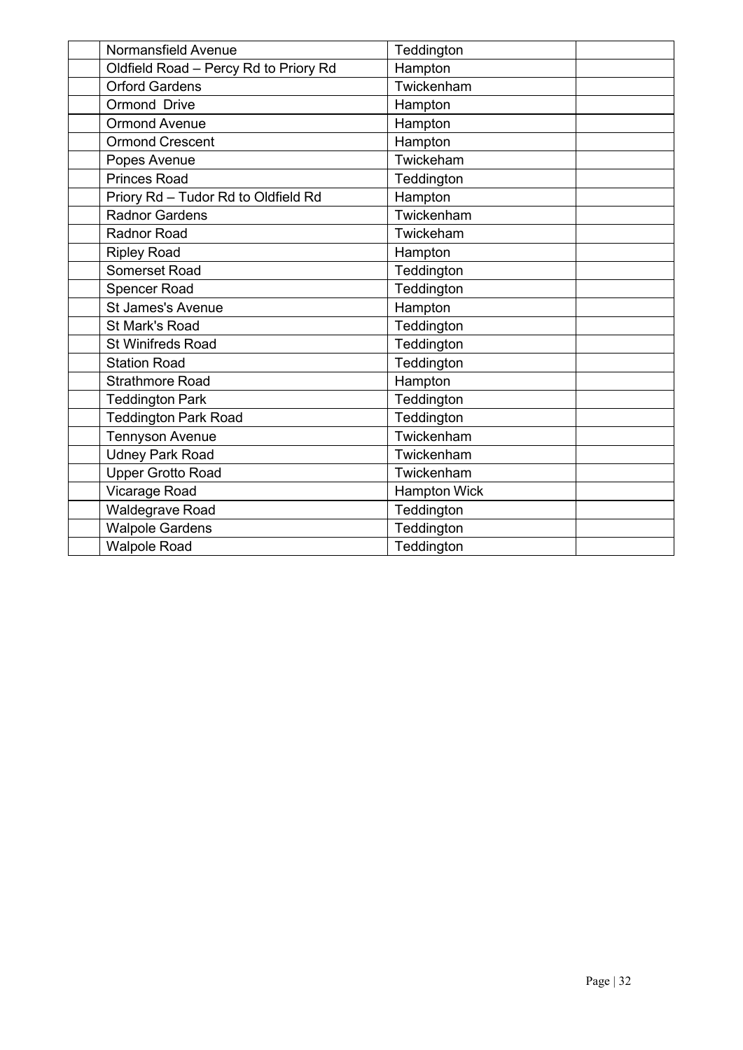| | | | |
|---|---|---|---|
| | Normansfield Avenue | Teddington | |
| | Oldfield Road – Percy Rd to Priory Rd | Hampton | |
| | Orford Gardens | Twickenham | |
| | Ormond Drive | Hampton | |
| | Ormond Avenue | Hampton | |
| | Ormond Crescent | Hampton | |
| | Popes Avenue | Twickeham | |
| | Princes Road | Teddington | |
| | Priory Rd – Tudor Rd to Oldfield Rd | Hampton | |
| | Radnor Gardens | Twickenham | |
| | Radnor Road | Twickeham | |
| | Ripley Road | Hampton | |
| | Somerset Road | Teddington | |
| | Spencer Road | Teddington | |
| | St James's Avenue | Hampton | |
| | St Mark's Road | Teddington | |
| | St Winifreds Road | Teddington | |
| | Station Road | Teddington | |
| | Strathmore Road | Hampton | |
| | Teddington Park | Teddington | |
| | Teddington Park Road | Teddington | |
| | Tennyson Avenue | Twickenham | |
| | Udney Park Road | Twickenham | |
| | Upper Grotto Road | Twickenham | |
| | Vicarage Road | Hampton Wick | |
| | Waldegrave Road | Teddington | |
| | Walpole Gardens | Teddington | |
| | Walpole Road | Teddington | |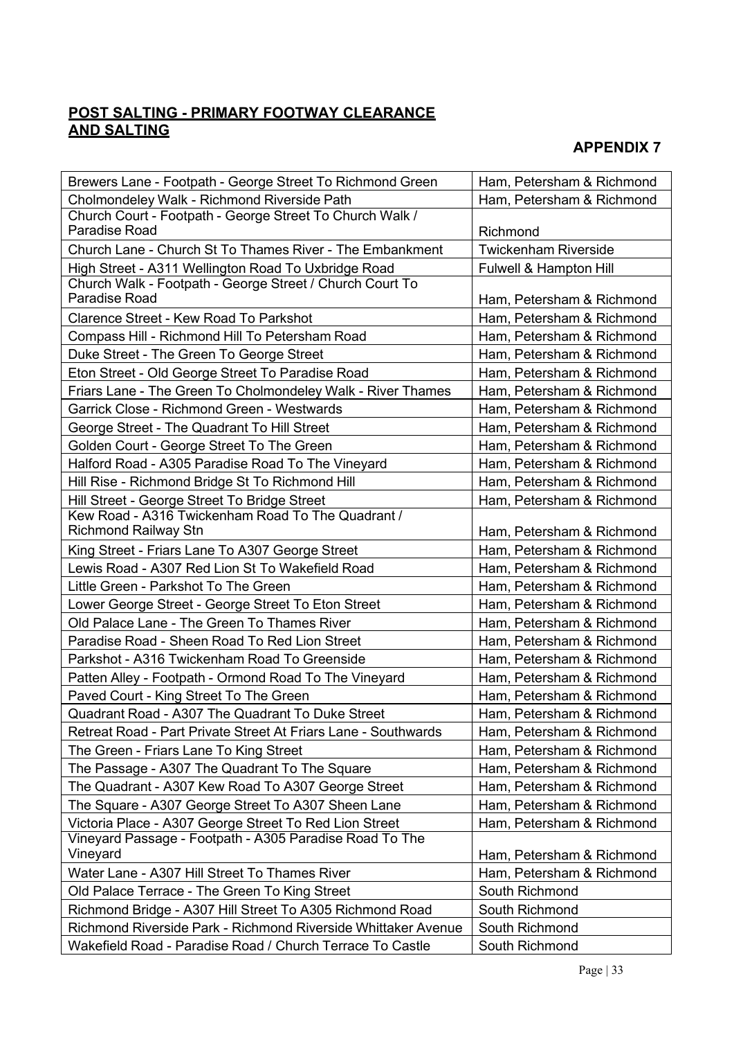**POST SALTING - PRIMARY FOOTWAY CLEARANCE AND SALTING**

**APPENDIX 7**

| | |
|---|---|
| Brewers Lane - Footpath - George Street To Richmond Green | Ham, Petersham & Richmond |
| Cholmondeley Walk - Richmond Riverside Path | Ham, Petersham & Richmond |
| Church Court - Footpath - George Street To Church Walk / Paradise Road | Richmond |
| Church Lane - Church St To Thames River - The Embankment | Twickenham Riverside |
| High Street - A311 Wellington Road To Uxbridge Road | Fulwell & Hampton Hill |
| Church Walk - Footpath - George Street / Church Court To Paradise Road | Ham, Petersham & Richmond |
| Clarence Street - Kew Road To Parkshot | Ham, Petersham & Richmond |
| Compass Hill - Richmond Hill To Petersham Road | Ham, Petersham & Richmond |
| Duke Street - The Green To George Street | Ham, Petersham & Richmond |
| Eton Street - Old George Street To Paradise Road | Ham, Petersham & Richmond |
| Friars Lane - The Green To Cholmondeley Walk - River Thames | Ham, Petersham & Richmond |
| Garrick Close - Richmond Green - Westwards | Ham, Petersham & Richmond |
| George Street - The Quadrant To Hill Street | Ham, Petersham & Richmond |
| Golden Court - George Street To The Green | Ham, Petersham & Richmond |
| Halford Road - A305 Paradise Road To The Vineyard | Ham, Petersham & Richmond |
| Hill Rise - Richmond Bridge St To Richmond Hill | Ham, Petersham & Richmond |
| Hill Street - George Street To Bridge Street | Ham, Petersham & Richmond |
| Kew Road - A316 Twickenham Road To The Quadrant / Richmond Railway Stn | Ham, Petersham & Richmond |
| King Street - Friars Lane To A307 George Street | Ham, Petersham & Richmond |
| Lewis Road - A307 Red Lion St To Wakefield Road | Ham, Petersham & Richmond |
| Little Green - Parkshot To The Green | Ham, Petersham & Richmond |
| Lower George Street - George Street To Eton Street | Ham, Petersham & Richmond |
| Old Palace Lane - The Green To Thames River | Ham, Petersham & Richmond |
| Paradise Road - Sheen Road To Red Lion Street | Ham, Petersham & Richmond |
| Parkshot - A316 Twickenham Road To Greenside | Ham, Petersham & Richmond |
| Patten Alley - Footpath - Ormond Road To The Vineyard | Ham, Petersham & Richmond |
| Paved Court - King Street To The Green | Ham, Petersham & Richmond |
| Quadrant Road - A307 The Quadrant To Duke Street | Ham, Petersham & Richmond |
| Retreat Road - Part Private Street At Friars Lane - Southwards | Ham, Petersham & Richmond |
| The Green - Friars Lane To King Street | Ham, Petersham & Richmond |
| The Passage - A307 The Quadrant To The Square | Ham, Petersham & Richmond |
| The Quadrant - A307 Kew Road To A307 George Street | Ham, Petersham & Richmond |
| The Square - A307 George Street To A307 Sheen Lane | Ham, Petersham & Richmond |
| Victoria Place - A307 George Street To Red Lion Street | Ham, Petersham & Richmond |
| Vineyard Passage - Footpath - A305 Paradise Road To The Vineyard | Ham, Petersham & Richmond |
| Water Lane - A307 Hill Street To Thames River | Ham, Petersham & Richmond |
| Old Palace Terrace - The Green To King Street | South Richmond |
| Richmond Bridge - A307 Hill Street To A305 Richmond Road | South Richmond |
| Richmond Riverside Park - Richmond Riverside Whittaker Avenue | South Richmond |
| Wakefield Road - Paradise Road / Church Terrace To Castle | South Richmond |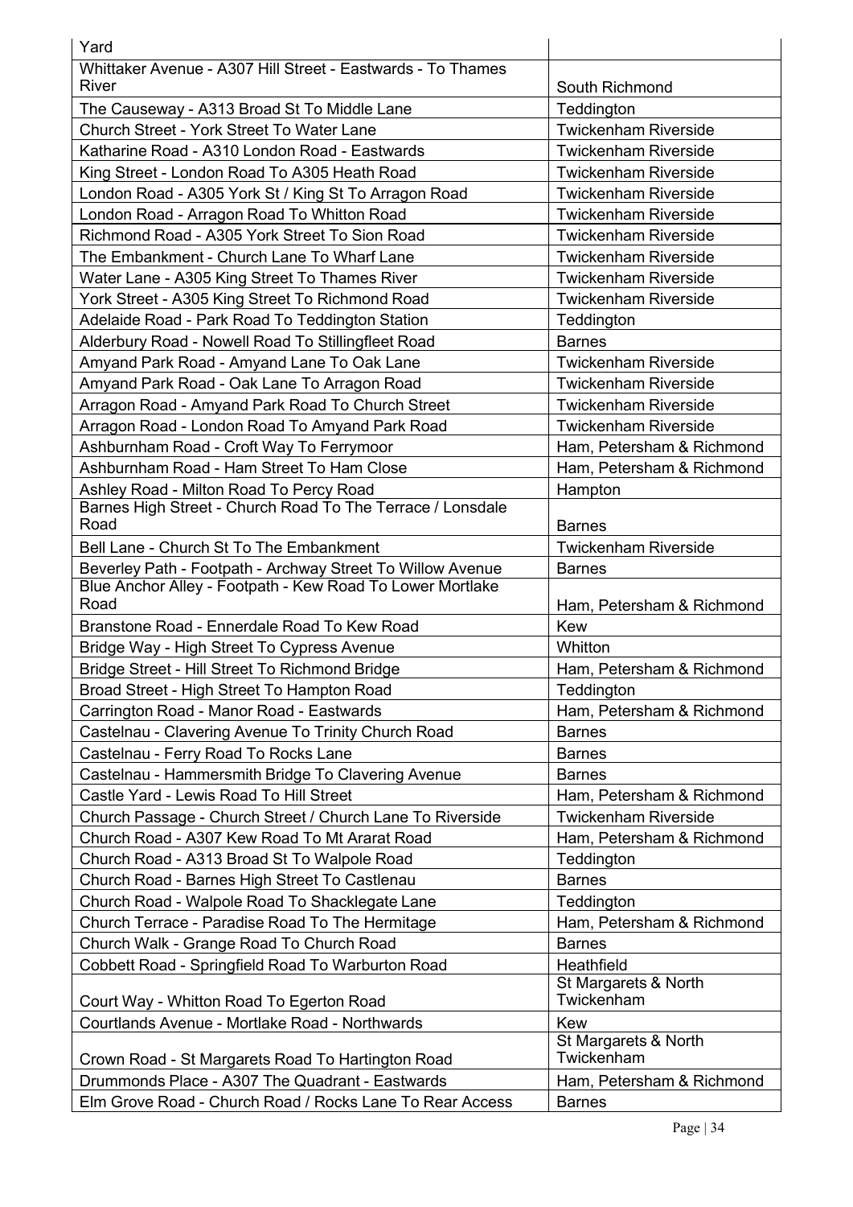| | |
|---|---|
| Yard | |
| Whittaker Avenue - A307 Hill Street - Eastwards - To Thames River | South Richmond |
| The Causeway - A313 Broad St To Middle Lane | Teddington |
| Church Street - York Street To Water Lane | Twickenham Riverside |
| Katharine Road - A310 London Road - Eastwards | Twickenham Riverside |
| King Street - London Road To A305 Heath Road | Twickenham Riverside |
| London Road - A305 York St / King St To Arragon Road | Twickenham Riverside |
| London Road - Arragon Road To Whitton Road | Twickenham Riverside |
| Richmond Road - A305 York Street To Sion Road | Twickenham Riverside |
| The Embankment - Church Lane To Wharf Lane | Twickenham Riverside |
| Water Lane - A305 King Street To Thames River | Twickenham Riverside |
| York Street - A305 King Street To Richmond Road | Twickenham Riverside |
| Adelaide Road - Park Road To Teddington Station | Teddington |
| Alderbury Road - Nowell Road To Stillingfleet Road | Barnes |
| Amyand Park Road - Amyand Lane To Oak Lane | Twickenham Riverside |
| Amyand Park Road - Oak Lane To Arragon Road | Twickenham Riverside |
| Arragon Road - Amyand Park Road To Church Street | Twickenham Riverside |
| Arragon Road - London Road To Amyand Park Road | Twickenham Riverside |
| Ashburnham Road - Croft Way To Ferrymoor | Ham, Petersham & Richmond |
| Ashburnham Road - Ham Street To Ham Close | Ham, Petersham & Richmond |
| Ashley Road - Milton Road To Percy Road | Hampton |
| Barnes High Street - Church Road To The Terrace / Lonsdale Road | Barnes |
| Bell Lane - Church St To The Embankment | Twickenham Riverside |
| Beverley Path - Footpath - Archway Street To Willow Avenue | Barnes |
| Blue Anchor Alley - Footpath - Kew Road To Lower Mortlake Road | Ham, Petersham & Richmond |
| Branstone Road - Ennerdale Road To Kew Road | Kew |
| Bridge Way - High Street To Cypress Avenue | Whitton |
| Bridge Street - Hill Street To Richmond Bridge | Ham, Petersham & Richmond |
| Broad Street - High Street To Hampton Road | Teddington |
| Carrington Road - Manor Road - Eastwards | Ham, Petersham & Richmond |
| Castelnau - Clavering Avenue To Trinity Church Road | Barnes |
| Castelnau - Ferry Road To Rocks Lane | Barnes |
| Castelnau - Hammersmith Bridge To Clavering Avenue | Barnes |
| Castle Yard - Lewis Road To Hill Street | Ham, Petersham & Richmond |
| Church Passage - Church Street / Church Lane To Riverside | Twickenham Riverside |
| Church Road - A307 Kew Road To Mt Ararat Road | Ham, Petersham & Richmond |
| Church Road - A313 Broad St To Walpole Road | Teddington |
| Church Road - Barnes High Street To Castlenau | Barnes |
| Church Road - Walpole Road To Shacklegate Lane | Teddington |
| Church Terrace - Paradise Road To The Hermitage | Ham, Petersham & Richmond |
| Church Walk - Grange Road To Church Road | Barnes |
| Cobbett Road - Springfield Road To Warburton Road | Heathfield |
| Court Way - Whitton Road To Egerton Road | St Margarets & North Twickenham |
| Courtlands Avenue - Mortlake Road - Northwards | Kew |
| Crown Road - St Margarets Road To Hartington Road | St Margarets & North Twickenham |
| Drummonds Place - A307 The Quadrant - Eastwards | Ham, Petersham & Richmond |
| Elm Grove Road - Church Road / Rocks Lane To Rear Access | Barnes |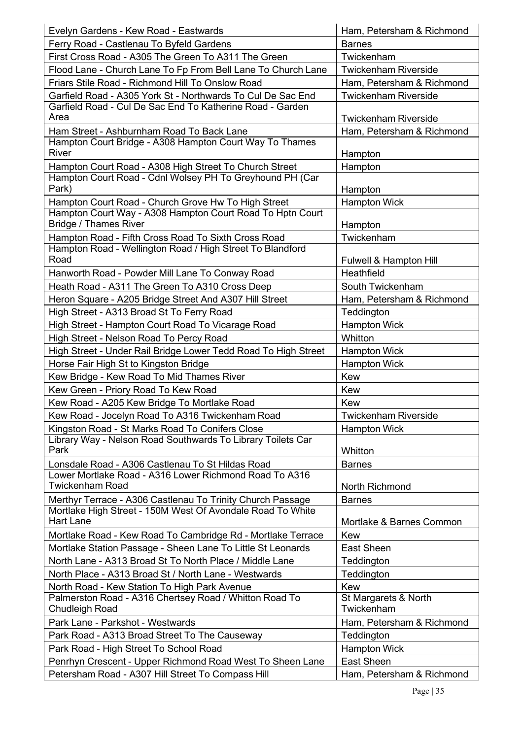| Evelyn Gardens - Kew Road - Eastwards | Ham, Petersham & Richmond |
|---|---|
| Ferry Road - Castlenau To Byfeld Gardens | Barnes |
| First Cross Road - A305 The Green To A311 The Green | Twickenham |
| Flood Lane - Church Lane To Fp From Bell Lane To Church Lane | Twickenham Riverside |
| Friars Stile Road - Richmond Hill To Onslow Road | Ham, Petersham & Richmond |
| Garfield Road - A305 York St - Northwards To Cul De Sac End | Twickenham Riverside |
| Garfield Road - Cul De Sac End To Katherine Road - Garden Area | Twickenham Riverside |
| Ham Street - Ashburnham Road To Back Lane | Ham, Petersham & Richmond |
| Hampton Court Bridge - A308 Hampton Court Way To Thames River | Hampton |
| Hampton Court Road - A308 High Street To Church Street | Hampton |
| Hampton Court Road - Cdnl Wolsey PH To Greyhound PH (Car Park) | Hampton |
| Hampton Court Road - Church Grove Hw To High Street | Hampton Wick |
| Hampton Court Way - A308 Hampton Court Road To Hptn Court Bridge / Thames River | Hampton |
| Hampton Road - Fifth Cross Road To Sixth Cross Road | Twickenham |
| Hampton Road - Wellington Road / High Street To Blandford Road | Fulwell & Hampton Hill |
| Hanworth Road - Powder Mill Lane To Conway Road | Heathfield |
| Heath Road - A311 The Green To A310 Cross Deep | South Twickenham |
| Heron Square - A205 Bridge Street And A307 Hill Street | Ham, Petersham & Richmond |
| High Street - A313 Broad St To Ferry Road | Teddington |
| High Street - Hampton Court Road To Vicarage Road | Hampton Wick |
| High Street - Nelson Road To Percy Road | Whitton |
| High Street - Under Rail Bridge Lower Tedd Road To High Street | Hampton Wick |
| Horse Fair High St to Kingston Bridge | Hampton Wick |
| Kew Bridge - Kew Road To Mid Thames River | Kew |
| Kew Green - Priory Road To Kew Road | Kew |
| Kew Road - A205 Kew Bridge To Mortlake Road | Kew |
| Kew Road - Jocelyn Road To A316 Twickenham Road | Twickenham Riverside |
| Kingston Road - St Marks Road To Conifers Close | Hampton Wick |
| Library Way - Nelson Road Southwards To Library Toilets Car Park | Whitton |
| Lonsdale Road - A306 Castlenau To St Hildas Road | Barnes |
| Lower Mortlake Road - A316 Lower Richmond Road To A316 Twickenham Road | North Richmond |
| Merthyr Terrace - A306 Castlenau To Trinity Church Passage | Barnes |
| Mortlake High Street - 150M West Of Avondale Road To White Hart Lane | Mortlake & Barnes Common |
| Mortlake Road - Kew Road To Cambridge Rd - Mortlake Terrace | Kew |
| Mortlake Station Passage - Sheen Lane To Little St Leonards | East Sheen |
| North Lane - A313 Broad St To North Place / Middle Lane | Teddington |
| North Place - A313 Broad St / North Lane - Westwards | Teddington |
| North Road - Kew Station To High Park Avenue | Kew |
| Palmerston Road - A316 Chertsey Road / Whitton Road To Chudleigh Road | St Margarets & North Twickenham |
| Park Lane - Parkshot - Westwards | Ham, Petersham & Richmond |
| Park Road - A313 Broad Street To The Causeway | Teddington |
| Park Road - High Street To School Road | Hampton Wick |
| Penrhyn Crescent - Upper Richmond Road West To Sheen Lane | East Sheen |
| Petersham Road - A307 Hill Street To Compass Hill | Ham, Petersham & Richmond |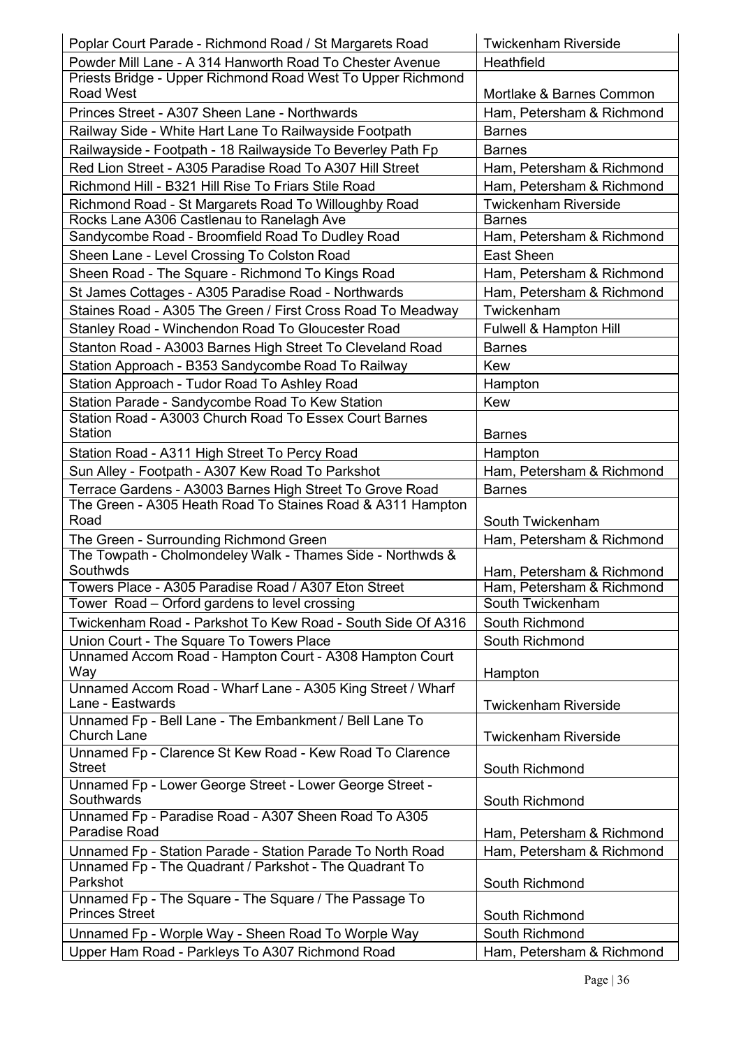| | |
|---|---|
| Poplar Court Parade - Richmond Road / St Margarets Road | Twickenham Riverside |
| Powder Mill Lane - A 314 Hanworth Road To Chester Avenue | Heathfield |
| Priests Bridge - Upper Richmond Road West To Upper Richmond Road West | Mortlake & Barnes Common |
| Princes Street - A307 Sheen Lane - Northwards | Ham, Petersham & Richmond |
| Railway Side - White Hart Lane To Railwayside Footpath | Barnes |
| Railwayside - Footpath - 18 Railwayside To Beverley Path Fp | Barnes |
| Red Lion Street - A305 Paradise Road To A307 Hill Street | Ham, Petersham & Richmond |
| Richmond Hill - B321 Hill Rise To Friars Stile Road | Ham, Petersham & Richmond |
| Richmond Road - St Margarets Road To Willoughby Road | Twickenham Riverside |
| Rocks Lane A306 Castlenau to Ranelagh Ave | Barnes |
| Sandycombe Road - Broomfield Road To Dudley Road | Ham, Petersham & Richmond |
| Sheen Lane - Level Crossing To Colston Road | East Sheen |
| Sheen Road - The Square - Richmond To Kings Road | Ham, Petersham & Richmond |
| St James Cottages - A305 Paradise Road - Northwards | Ham, Petersham & Richmond |
| Staines Road - A305 The Green / First Cross Road To Meadway | Twickenham |
| Stanley Road - Winchendon Road To Gloucester Road | Fulwell & Hampton Hill |
| Stanton Road - A3003 Barnes High Street To Cleveland Road | Barnes |
| Station Approach - B353 Sandycombe Road To Railway | Kew |
| Station Approach - Tudor Road To Ashley Road | Hampton |
| Station Parade - Sandycombe Road To Kew Station | Kew |
| Station Road - A3003 Church Road To Essex Court Barnes Station | Barnes |
| Station Road - A311 High Street To Percy Road | Hampton |
| Sun Alley - Footpath - A307 Kew Road To Parkshot | Ham, Petersham & Richmond |
| Terrace Gardens - A3003 Barnes High Street To Grove Road | Barnes |
| The Green - A305 Heath Road To Staines Road & A311 Hampton Road | South Twickenham |
| The Green - Surrounding Richmond Green | Ham, Petersham & Richmond |
| The Towpath - Cholmondeley Walk - Thames Side - Northwds & Southwds | Ham, Petersham & Richmond |
| Towers Place - A305 Paradise Road / A307 Eton Street | Ham, Petersham & Richmond |
| Tower Road – Orford gardens to level crossing | South Twickenham |
| Twickenham Road - Parkshot To Kew Road - South Side Of A316 | South Richmond |
| Union Court - The Square To Towers Place | South Richmond |
| Unnamed Accom Road - Hampton Court - A308 Hampton Court Way | Hampton |
| Unnamed Accom Road - Wharf Lane - A305 King Street / Wharf Lane - Eastwards | Twickenham Riverside |
| Unnamed Fp - Bell Lane - The Embankment / Bell Lane To Church Lane | Twickenham Riverside |
| Unnamed Fp - Clarence St Kew Road - Kew Road To Clarence Street | South Richmond |
| Unnamed Fp - Lower George Street - Lower George Street - Southwards | South Richmond |
| Unnamed Fp - Paradise Road - A307 Sheen Road To A305 Paradise Road | Ham, Petersham & Richmond |
| Unnamed Fp - Station Parade - Station Parade To North Road | Ham, Petersham & Richmond |
| Unnamed Fp - The Quadrant / Parkshot - The Quadrant To Parkshot | South Richmond |
| Unnamed Fp - The Square - The Square / The Passage To Princes Street | South Richmond |
| Unnamed Fp - Worple Way - Sheen Road To Worple Way | South Richmond |
| Upper Ham Road - Parkleys To A307 Richmond Road | Ham, Petersham & Richmond |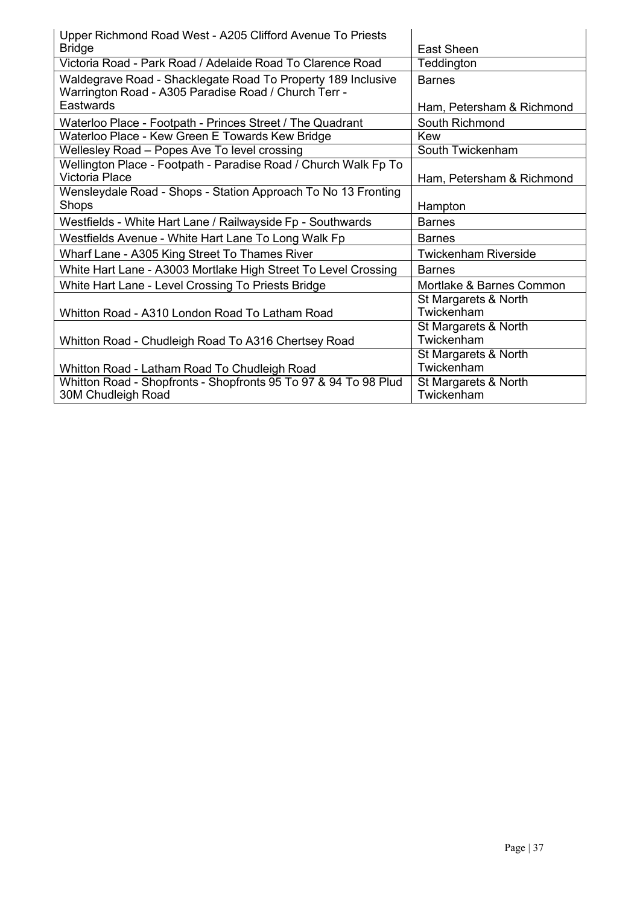| | |
|---|---|
| Upper Richmond Road West - A205 Clifford Avenue To Priests Bridge | East Sheen |
| Victoria Road - Park Road / Adelaide Road To Clarence Road | Teddington |
| Waldegrave Road - Shacklegate Road To Property 189 Inclusive | Barnes |
| Warrington Road - A305 Paradise Road / Church Terr - Eastwards | Ham, Petersham & Richmond |
| Waterloo Place - Footpath - Princes Street / The Quadrant | South Richmond |
| Waterloo Place - Kew Green E Towards Kew Bridge | Kew |
| Wellesley Road – Popes Ave To level crossing | South Twickenham |
| Wellington Place - Footpath - Paradise Road / Church Walk Fp To Victoria Place | Ham, Petersham & Richmond |
| Wensleydale Road - Shops - Station Approach To No 13 Fronting Shops | Hampton |
| Westfields - White Hart Lane / Railwayside Fp - Southwards | Barnes |
| Westfields Avenue - White Hart Lane To Long Walk Fp | Barnes |
| Wharf Lane - A305 King Street To Thames River | Twickenham Riverside |
| White Hart Lane - A3003 Mortlake High Street To Level Crossing | Barnes |
| White Hart Lane - Level Crossing To Priests Bridge | Mortlake & Barnes Common |
| Whitton Road - A310 London Road To Latham Road | St Margarets & North Twickenham |
| Whitton Road - Chudleigh Road To A316 Chertsey Road | St Margarets & North Twickenham |
| Whitton Road - Latham Road To Chudleigh Road | St Margarets & North Twickenham |
| Whitton Road - Shopfronts - Shopfronts 95 To 97 & 94 To 98 Plud 30M Chudleigh Road | St Margarets & North Twickenham |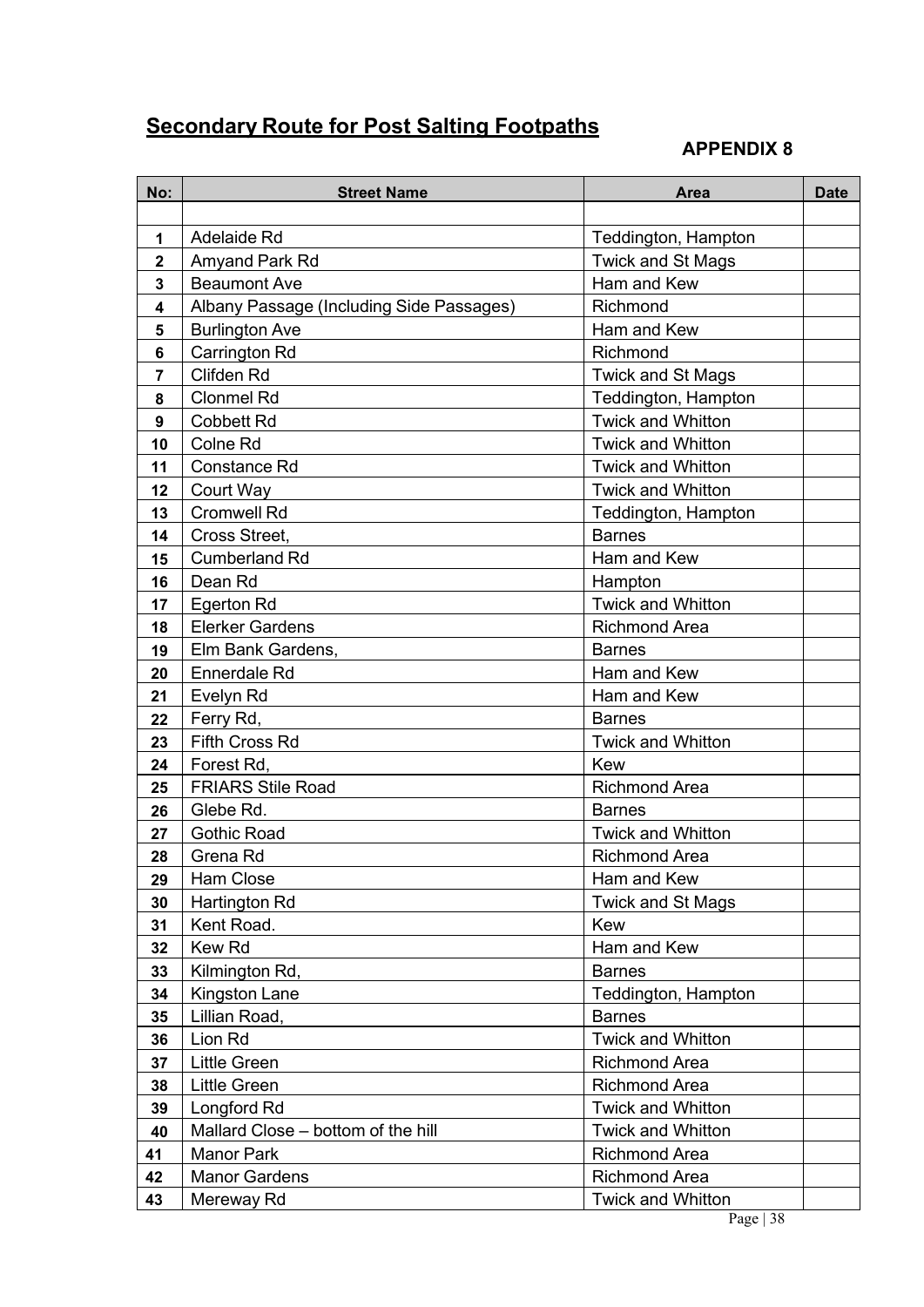## Secondary Route for Post Salting Footpaths

**APPENDIX 8**

| No: | Street Name | Area | Date |
|---|---|---|---|
| | | | |
| 1 | Adelaide Rd | Teddington, Hampton | |
| 2 | Amyand Park Rd | Twick and St Mags | |
| 3 | Beaumont Ave | Ham and Kew | |
| 4 | Albany Passage (Including Side Passages) | Richmond | |
| 5 | Burlington Ave | Ham and Kew | |
| 6 | Carrington Rd | Richmond | |
| 7 | Clifden Rd | Twick and St Mags | |
| 8 | Clonmel Rd | Teddington, Hampton | |
| 9 | Cobbett Rd | Twick and Whitton | |
| 10 | Colne Rd | Twick and Whitton | |
| 11 | Constance Rd | Twick and Whitton | |
| 12 | Court Way | Twick and Whitton | |
| 13 | Cromwell Rd | Teddington, Hampton | |
| 14 | Cross Street, | Barnes | |
| 15 | Cumberland Rd | Ham and Kew | |
| 16 | Dean Rd | Hampton | |
| 17 | Egerton Rd | Twick and Whitton | |
| 18 | Elerker Gardens | Richmond Area | |
| 19 | Elm Bank Gardens, | Barnes | |
| 20 | Ennerdale Rd | Ham and Kew | |
| 21 | Evelyn Rd | Ham and Kew | |
| 22 | Ferry Rd, | Barnes | |
| 23 | Fifth Cross Rd | Twick and Whitton | |
| 24 | Forest Rd, | Kew | |
| 25 | FRIARS Stile Road | Richmond Area | |
| 26 | Glebe Rd. | Barnes | |
| 27 | Gothic Road | Twick and Whitton | |
| 28 | Grena Rd | Richmond Area | |
| 29 | Ham Close | Ham and Kew | |
| 30 | Hartington Rd | Twick and St Mags | |
| 31 | Kent Road. | Kew | |
| 32 | Kew Rd | Ham and Kew | |
| 33 | Kilmington Rd, | Barnes | |
| 34 | Kingston Lane | Teddington, Hampton | |
| 35 | Lillian Road, | Barnes | |
| 36 | Lion Rd | Twick and Whitton | |
| 37 | Little Green | Richmond Area | |
| 38 | Little Green | Richmond Area | |
| 39 | Longford Rd | Twick and Whitton | |
| 40 | Mallard Close – bottom of the hill | Twick and Whitton | |
| 41 | Manor Park | Richmond Area | |
| 42 | Manor Gardens | Richmond Area | |
| 43 | Mereway Rd | Twick and Whitton | |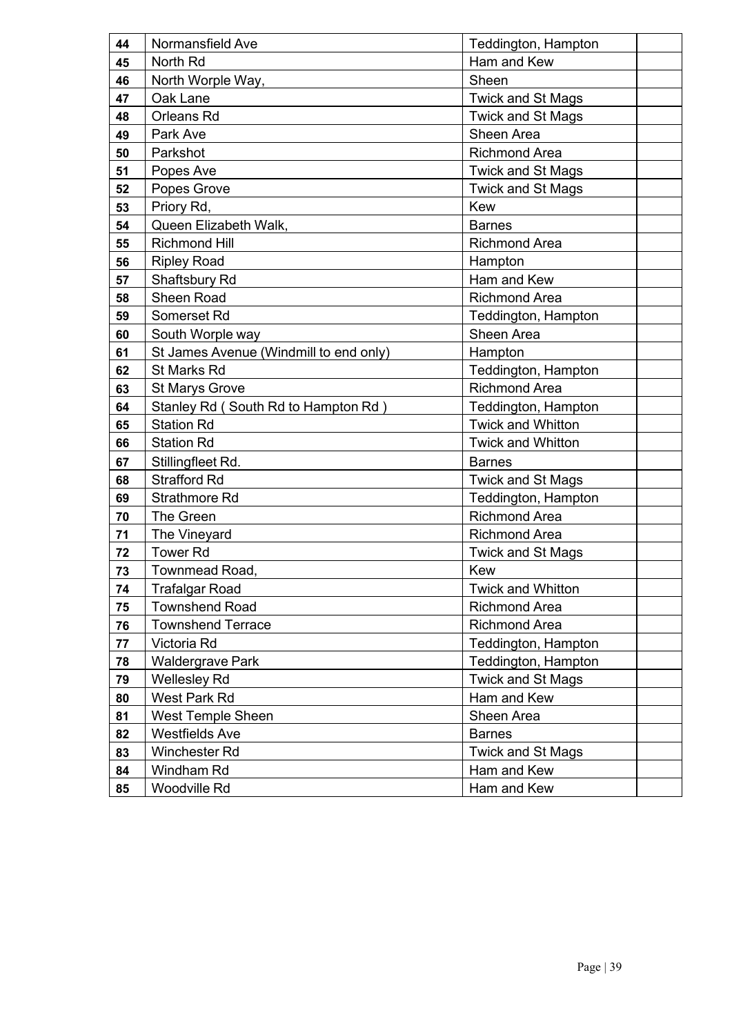| 44 | Normansfield Ave | Teddington, Hampton | |
|---|---|---|---|
| 45 | North Rd | Ham and Kew | |
| 46 | North Worple Way, | Sheen | |
| 47 | Oak Lane | Twick and St Mags | |
| 48 | Orleans Rd | Twick and St Mags | |
| 49 | Park Ave | Sheen Area | |
| 50 | Parkshot | Richmond Area | |
| 51 | Popes Ave | Twick and St Mags | |
| 52 | Popes Grove | Twick and St Mags | |
| 53 | Priory Rd, | Kew | |
| 54 | Queen Elizabeth Walk, | Barnes | |
| 55 | Richmond Hill | Richmond Area | |
| 56 | Ripley Road | Hampton | |
| 57 | Shaftsbury Rd | Ham and Kew | |
| 58 | Sheen Road | Richmond Area | |
| 59 | Somerset Rd | Teddington, Hampton | |
| 60 | South Worple way | Sheen Area | |
| 61 | St James Avenue (Windmill to end only) | Hampton | |
| 62 | St Marks Rd | Teddington, Hampton | |
| 63 | St Marys Grove | Richmond Area | |
| 64 | Stanley Rd ( South Rd to Hampton Rd ) | Teddington, Hampton | |
| 65 | Station Rd | Twick and Whitton | |
| 66 | Station Rd | Twick and Whitton | |
| 67 | Stillingfleet Rd. | Barnes | |
| 68 | Strafford Rd | Twick and St Mags | |
| 69 | Strathmore Rd | Teddington, Hampton | |
| 70 | The Green | Richmond Area | |
| 71 | The Vineyard | Richmond Area | |
| 72 | Tower Rd | Twick and St Mags | |
| 73 | Townmead Road, | Kew | |
| 74 | Trafalgar Road | Twick and Whitton | |
| 75 | Townshend Road | Richmond Area | |
| 76 | Townshend Terrace | Richmond Area | |
| 77 | Victoria Rd | Teddington, Hampton | |
| 78 | Waldergrave Park | Teddington, Hampton | |
| 79 | Wellesley Rd | Twick and St Mags | |
| 80 | West Park Rd | Ham and Kew | |
| 81 | West Temple Sheen | Sheen Area | |
| 82 | Westfields Ave | Barnes | |
| 83 | Winchester Rd | Twick and St Mags | |
| 84 | Windham Rd | Ham and Kew | |
| 85 | Woodville Rd | Ham and Kew | |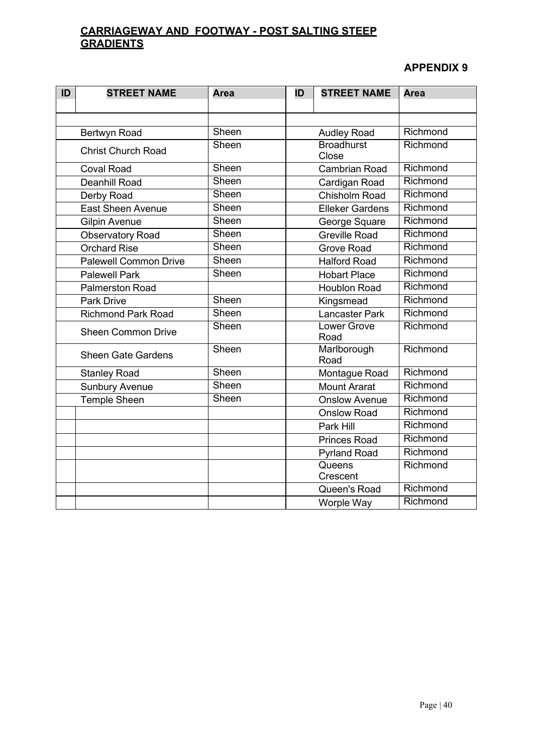**CARRIAGEWAY AND FOOTWAY - POST SALTING STEEP GRADIENTS**

**APPENDIX 9**

| ID | STREET NAME | Area | ID | STREET NAME | Area |
|---|---|---|---|---|---|
| | | | | | |
| | Bertwyn Road | Sheen | | Audley Road | Richmond |
| | Christ Church Road | Sheen | | Broadhurst Close | Richmond |
| | Coval Road | Sheen | | Cambrian Road | Richmond |
| | Deanhill Road | Sheen | | Cardigan Road | Richmond |
| | Derby Road | Sheen | | Chisholm Road | Richmond |
| | East Sheen Avenue | Sheen | | Elleker Gardens | Richmond |
| | Gilpin Avenue | Sheen | | George Square | Richmond |
| | Observatory Road | Sheen | | Greville Road | Richmond |
| | Orchard Rise | Sheen | | Grove Road | Richmond |
| | Palewell Common Drive | Sheen | | Halford Road | Richmond |
| | Palewell Park | Sheen | | Hobart Place | Richmond |
| | Palmerston Road | | | Houblon Road | Richmond |
| | Park Drive | Sheen | | Kingsmead | Richmond |
| | Richmond Park Road | Sheen | | Lancaster Park | Richmond |
| | Sheen Common Drive | Sheen | | Lower Grove Road | Richmond |
| | Sheen Gate Gardens | Sheen | | Marlborough Road | Richmond |
| | Stanley Road | Sheen | | Montague Road | Richmond |
| | Sunbury Avenue | Sheen | | Mount Ararat | Richmond |
| | Temple Sheen | Sheen | | Onslow Avenue | Richmond |
| | | | | Onslow Road | Richmond |
| | | | | Park Hill | Richmond |
| | | | | Princes Road | Richmond |
| | | | | Pyrland Road | Richmond |
| | | | | Queens Crescent | Richmond |
| | | | | Queen's Road | Richmond |
| | | | | Worple Way | Richmond |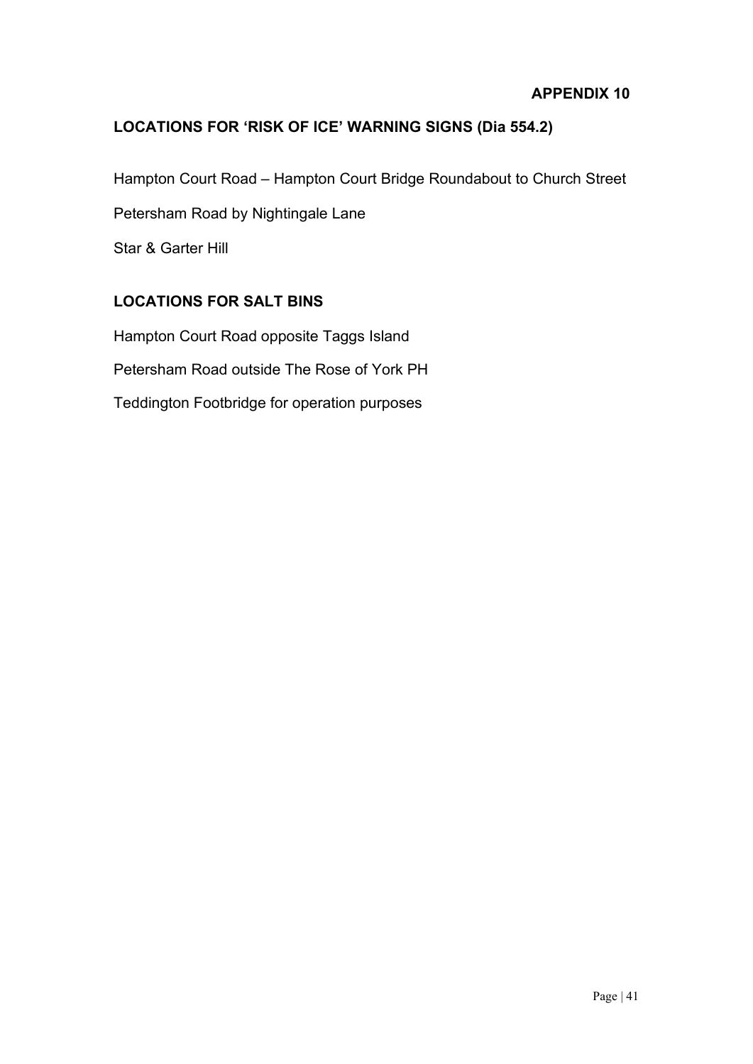## APPENDIX 10

### LOCATIONS FOR 'RISK OF ICE' WARNING SIGNS (Dia 554.2)

Hampton Court Road – Hampton Court Bridge Roundabout to Church Street

Petersham Road by Nightingale Lane

Star & Garter Hill

### LOCATIONS FOR SALT BINS

Hampton Court Road opposite Taggs Island

Petersham Road outside The Rose of York PH

Teddington Footbridge for operation purposes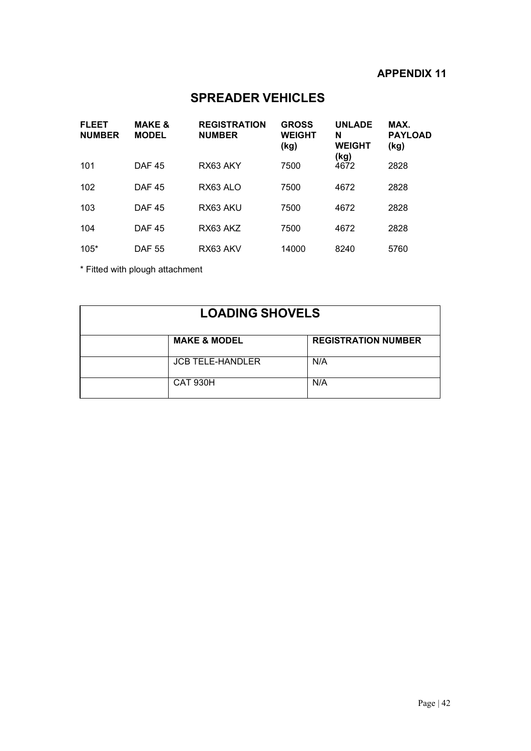## APPENDIX 11

# SPREADER VEHICLES

| FLEET NUMBER | MAKE & MODEL | REGISTRATION NUMBER | GROSS WEIGHT (kg) | UNLADEN WEIGHT (kg) | MAX. PAYLOAD (kg) |
|---|---|---|---|---|---|
| 101 | DAF 45 | RX63 AKY | 7500 | 4672 | 2828 |
| 102 | DAF 45 | RX63 ALO | 7500 | 4672 | 2828 |
| 103 | DAF 45 | RX63 AKU | 7500 | 4672 | 2828 |
| 104 | DAF 45 | RX63 AKZ | 7500 | 4672 | 2828 |
| 105* | DAF 55 | RX63 AKV | 14000 | 8240 | 5760 |

* Fitted with plough attachment

| LOADING SHOVELS | | |
|---|---|---|
| | **MAKE & MODEL** | **REGISTRATION NUMBER** |
| | JCB TELE-HANDLER | N/A |
| | CAT 930H | N/A |